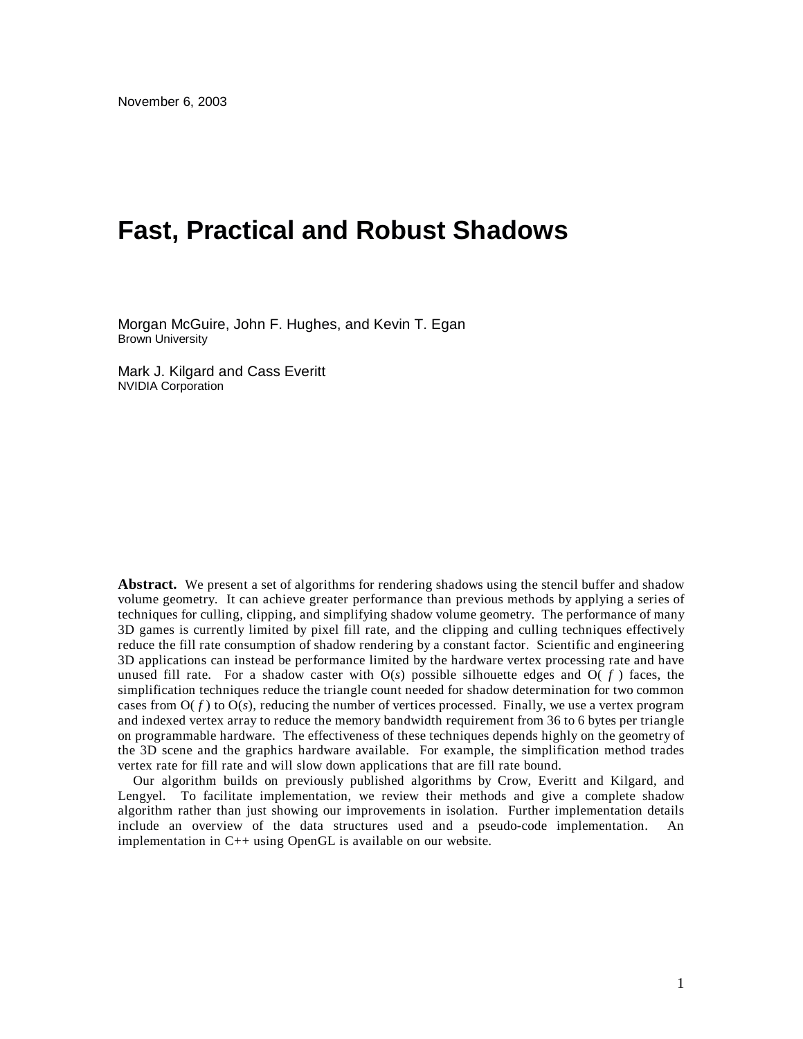November 6, 2003

# Fast, Practical and Robust Shadows

Morgan McGuire, John F. Hughes, and Kevin T. Egan
Brown University

Mark J. Kilgard and Cass Everitt
NVIDIA Corporation

**Abstract.** We present a set of algorithms for rendering shadows using the stencil buffer and shadow volume geometry. It can achieve greater performance than previous methods by applying a series of techniques for culling, clipping, and simplifying shadow volume geometry. The performance of many 3D games is currently limited by pixel fill rate, and the clipping and culling techniques effectively reduce the fill rate consumption of shadow rendering by a constant factor. Scientific and engineering 3D applications can instead be performance limited by the hardware vertex processing rate and have unused fill rate. For a shadow caster with $O(s)$ possible silhouette edges and $O(f)$ faces, the simplification techniques reduce the triangle count needed for shadow determination for two common cases from $O(f)$ to $O(s)$, reducing the number of vertices processed. Finally, we use a vertex program and indexed vertex array to reduce the memory bandwidth requirement from 36 to 6 bytes per triangle on programmable hardware. The effectiveness of these techniques depends highly on the geometry of the 3D scene and the graphics hardware available. For example, the simplification method trades vertex rate for fill rate and will slow down applications that are fill rate bound.

Our algorithm builds on previously published algorithms by Crow, Everitt and Kilgard, and Lengyel. To facilitate implementation, we review their methods and give a complete shadow algorithm rather than just showing our improvements in isolation. Further implementation details include an overview of the data structures used and a pseudo-code implementation. An implementation in C++ using OpenGL is available on our website.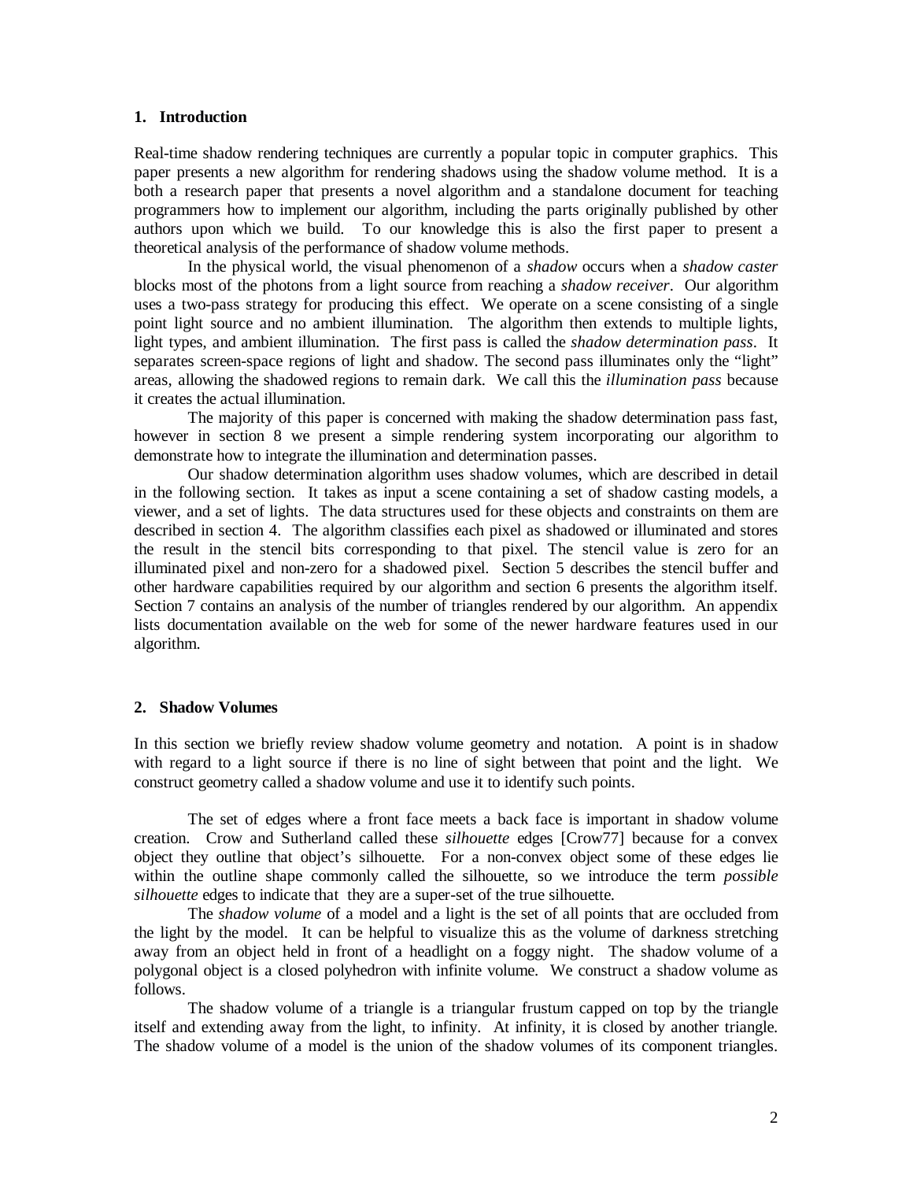### 1. Introduction

Real-time shadow rendering techniques are currently a popular topic in computer graphics. This paper presents a new algorithm for rendering shadows using the shadow volume method. It is a both a research paper that presents a novel algorithm and a standalone document for teaching programmers how to implement our algorithm, including the parts originally published by other authors upon which we build. To our knowledge this is also the first paper to present a theoretical analysis of the performance of shadow volume methods.

In the physical world, the visual phenomenon of a *shadow* occurs when a *shadow caster* blocks most of the photons from a light source from reaching a *shadow receiver*. Our algorithm uses a two-pass strategy for producing this effect. We operate on a scene consisting of a single point light source and no ambient illumination. The algorithm then extends to multiple lights, light types, and ambient illumination. The first pass is called the *shadow determination pass*. It separates screen-space regions of light and shadow. The second pass illuminates only the "light" areas, allowing the shadowed regions to remain dark. We call this the *illumination pass* because it creates the actual illumination.

The majority of this paper is concerned with making the shadow determination pass fast, however in section 8 we present a simple rendering system incorporating our algorithm to demonstrate how to integrate the illumination and determination passes.

Our shadow determination algorithm uses shadow volumes, which are described in detail in the following section. It takes as input a scene containing a set of shadow casting models, a viewer, and a set of lights. The data structures used for these objects and constraints on them are described in section 4. The algorithm classifies each pixel as shadowed or illuminated and stores the result in the stencil bits corresponding to that pixel. The stencil value is zero for an illuminated pixel and non-zero for a shadowed pixel. Section 5 describes the stencil buffer and other hardware capabilities required by our algorithm and section 6 presents the algorithm itself. Section 7 contains an analysis of the number of triangles rendered by our algorithm. An appendix lists documentation available on the web for some of the newer hardware features used in our algorithm.

### 2. Shadow Volumes

In this section we briefly review shadow volume geometry and notation. A point is in shadow with regard to a light source if there is no line of sight between that point and the light. We construct geometry called a shadow volume and use it to identify such points.

The set of edges where a front face meets a back face is important in shadow volume creation. Crow and Sutherland called these *silhouette* edges [Crow77] because for a convex object they outline that object's silhouette. For a non-convex object some of these edges lie within the outline shape commonly called the silhouette, so we introduce the term *possible silhouette* edges to indicate that they are a super-set of the true silhouette.

The *shadow volume* of a model and a light is the set of all points that are occluded from the light by the model. It can be helpful to visualize this as the volume of darkness stretching away from an object held in front of a headlight on a foggy night. The shadow volume of a polygonal object is a closed polyhedron with infinite volume. We construct a shadow volume as follows.

The shadow volume of a triangle is a triangular frustum capped on top by the triangle itself and extending away from the light, to infinity. At infinity, it is closed by another triangle. The shadow volume of a model is the union of the shadow volumes of its component triangles.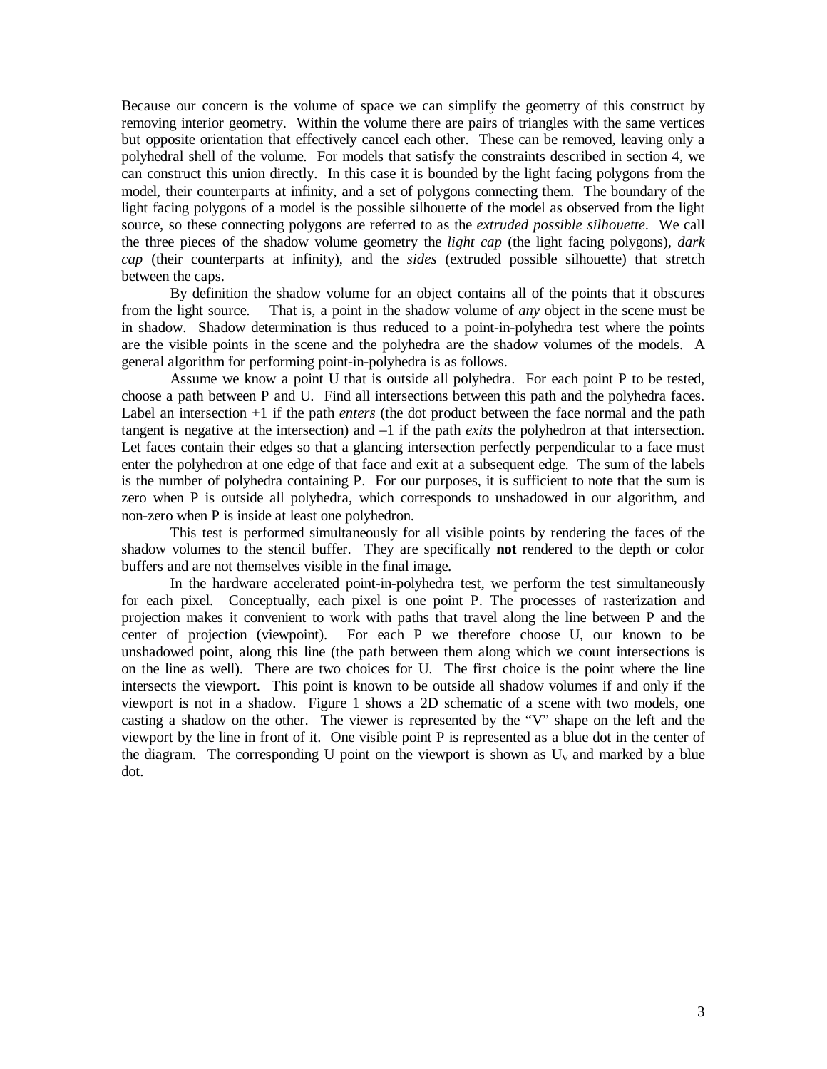Because our concern is the volume of space we can simplify the geometry of this construct by removing interior geometry. Within the volume there are pairs of triangles with the same vertices but opposite orientation that effectively cancel each other. These can be removed, leaving only a polyhedral shell of the volume. For models that satisfy the constraints described in section 4, we can construct this union directly. In this case it is bounded by the light facing polygons from the model, their counterparts at infinity, and a set of polygons connecting them. The boundary of the light facing polygons of a model is the possible silhouette of the model as observed from the light source, so these connecting polygons are referred to as the *extruded possible silhouette*. We call the three pieces of the shadow volume geometry the *light cap* (the light facing polygons), *dark cap* (their counterparts at infinity), and the *sides* (extruded possible silhouette) that stretch between the caps.

By definition the shadow volume for an object contains all of the points that it obscures from the light source. That is, a point in the shadow volume of *any* object in the scene must be in shadow. Shadow determination is thus reduced to a point-in-polyhedra test where the points are the visible points in the scene and the polyhedra are the shadow volumes of the models. A general algorithm for performing point-in-polyhedra is as follows.

Assume we know a point U that is outside all polyhedra. For each point P to be tested, choose a path between P and U. Find all intersections between this path and the polyhedra faces. Label an intersection +1 if the path *enters* (the dot product between the face normal and the path tangent is negative at the intersection) and –1 if the path *exits* the polyhedron at that intersection. Let faces contain their edges so that a glancing intersection perfectly perpendicular to a face must enter the polyhedron at one edge of that face and exit at a subsequent edge. The sum of the labels is the number of polyhedra containing P. For our purposes, it is sufficient to note that the sum is zero when P is outside all polyhedra, which corresponds to unshadowed in our algorithm, and non-zero when P is inside at least one polyhedron.

This test is performed simultaneously for all visible points by rendering the faces of the shadow volumes to the stencil buffer. They are specifically **not** rendered to the depth or color buffers and are not themselves visible in the final image.

In the hardware accelerated point-in-polyhedra test, we perform the test simultaneously for each pixel. Conceptually, each pixel is one point P. The processes of rasterization and projection makes it convenient to work with paths that travel along the line between P and the center of projection (viewpoint). For each P we therefore choose U, our known to be unshadowed point, along this line (the path between them along which we count intersections is on the line as well). There are two choices for U. The first choice is the point where the line intersects the viewport. This point is known to be outside all shadow volumes if and only if the viewport is not in a shadow. Figure 1 shows a 2D schematic of a scene with two models, one casting a shadow on the other. The viewer is represented by the "V" shape on the left and the viewport by the line in front of it. One visible point P is represented as a blue dot in the center of the diagram. The corresponding U point on the viewport is shown as $U_V$ and marked by a blue dot.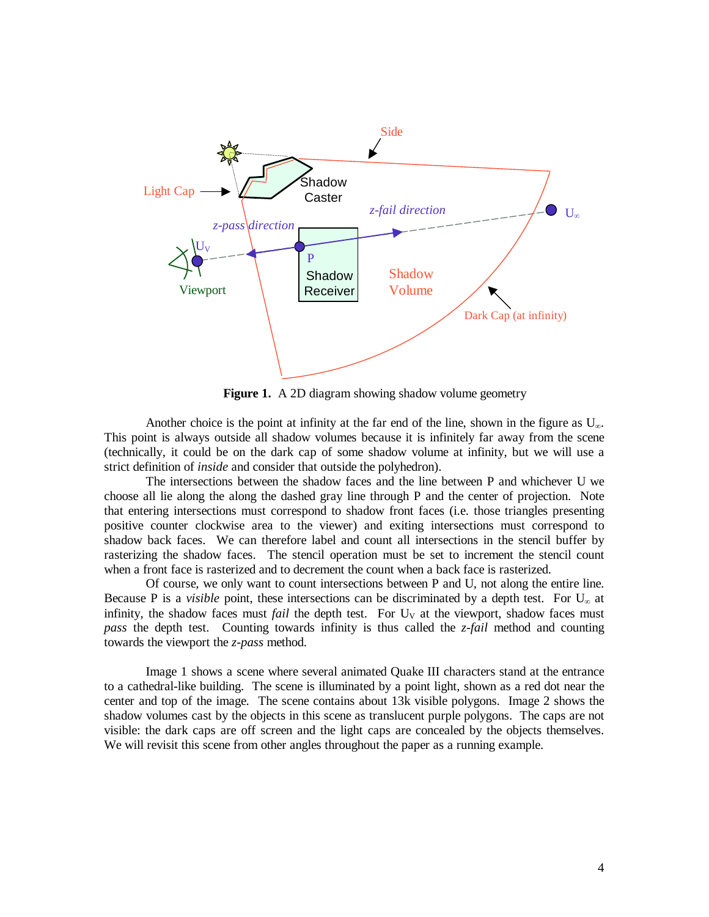Side

Light Cap

Shadow Caster

z-fail direction

$U_\infty$

z-pass direction

$U_V$

P

Shadow Receiver

Shadow Volume

Viewport

Dark Cap (at infinity)

**Figure 1.** A 2D diagram showing shadow volume geometry

Another choice is the point at infinity at the far end of the line, shown in the figure as $U_\infty$. This point is always outside all shadow volumes because it is infinitely far away from the scene (technically, it could be on the dark cap of some shadow volume at infinity, but we will use a strict definition of *inside* and consider that outside the polyhedron).

The intersections between the shadow faces and the line between P and whichever U we choose all lie along the along the dashed gray line through P and the center of projection. Note that entering intersections must correspond to shadow front faces (i.e. those triangles presenting positive counter clockwise area to the viewer) and exiting intersections must correspond to shadow back faces. We can therefore label and count all intersections in the stencil buffer by rasterizing the shadow faces. The stencil operation must be set to increment the stencil count when a front face is rasterized and to decrement the count when a back face is rasterized.

Of course, we only want to count intersections between P and U, not along the entire line. Because P is a *visible* point, these intersections can be discriminated by a depth test. For $U_\infty$ at infinity, the shadow faces must *fail* the depth test. For $U_V$ at the viewport, shadow faces must *pass* the depth test. Counting towards infinity is thus called the *z-fail* method and counting towards the viewport the *z-pass* method.

Image 1 shows a scene where several animated Quake III characters stand at the entrance to a cathedral-like building. The scene is illuminated by a point light, shown as a red dot near the center and top of the image. The scene contains about 13k visible polygons. Image 2 shows the shadow volumes cast by the objects in this scene as translucent purple polygons. The caps are not visible: the dark caps are off screen and the light caps are concealed by the objects themselves. We will revisit this scene from other angles throughout the paper as a running example.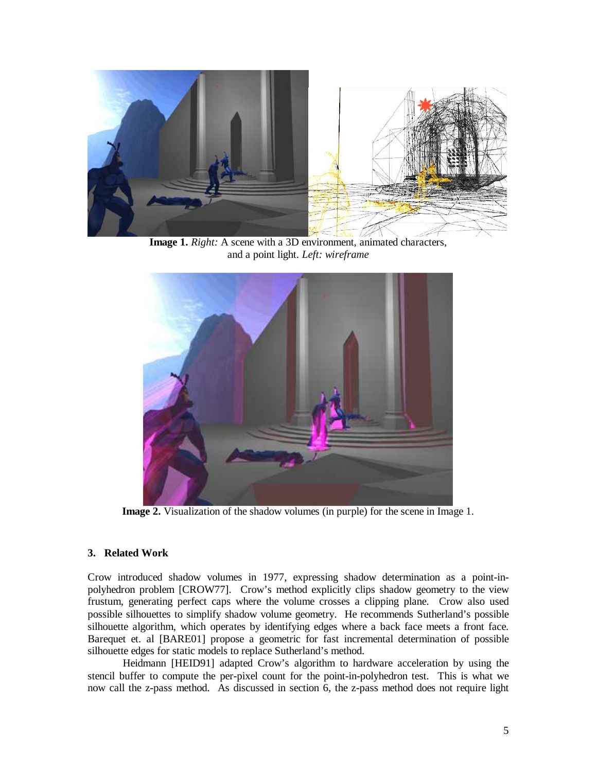**Image 1.** *Right:* A scene with a 3D environment, animated characters, and a point light. *Left: wireframe*

**Image 2.** Visualization of the shadow volumes (in purple) for the scene in Image 1.

### 3. Related Work

Crow introduced shadow volumes in 1977, expressing shadow determination as a point-in-polyhedron problem [CROW77]. Crow's method explicitly clips shadow geometry to the view frustum, generating perfect caps where the volume crosses a clipping plane. Crow also used possible silhouettes to simplify shadow volume geometry. He recommends Sutherland's possible silhouette algorithm, which operates by identifying edges where a back face meets a front face. Barequet et. al [BARE01] propose a geometric for fast incremental determination of possible silhouette edges for static models to replace Sutherland's method.

Heidmann [HEID91] adapted Crow's algorithm to hardware acceleration by using the stencil buffer to compute the per-pixel count for the point-in-polyhedron test. This is what we now call the z-pass method. As discussed in section 6, the z-pass method does not require light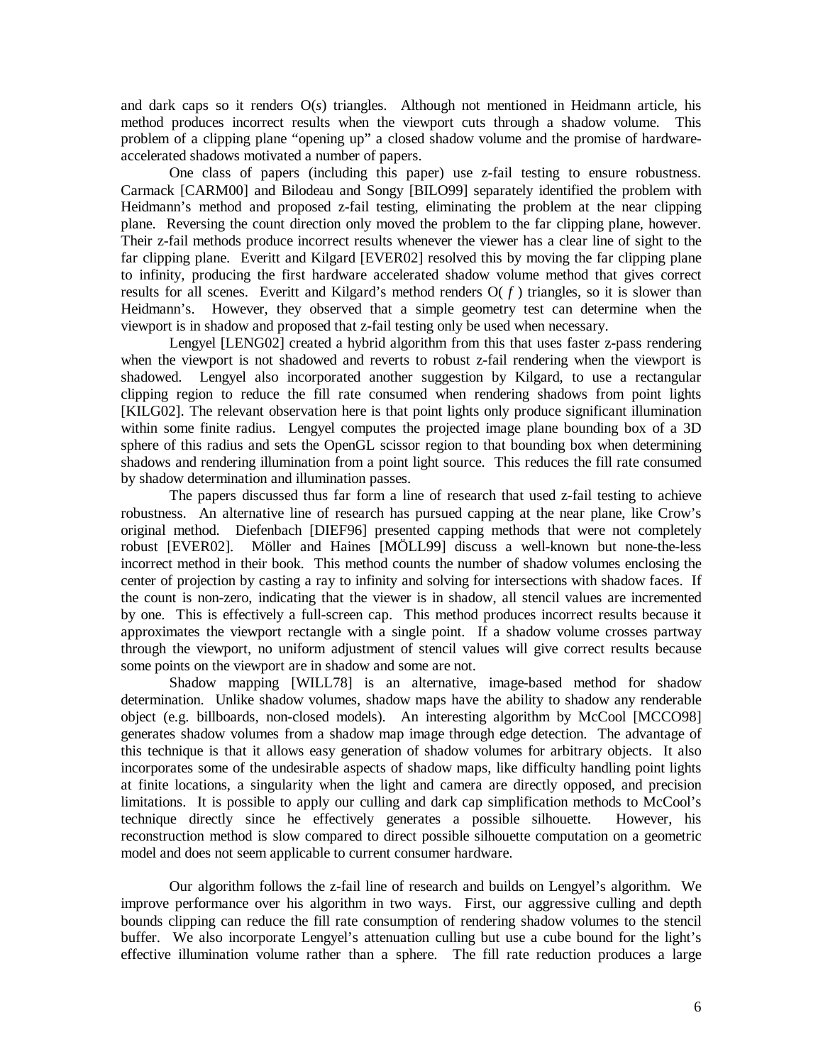and dark caps so it renders O(*s*) triangles. Although not mentioned in Heidmann article, his method produces incorrect results when the viewport cuts through a shadow volume. This problem of a clipping plane "opening up" a closed shadow volume and the promise of hardware-accelerated shadows motivated a number of papers.

One class of papers (including this paper) use z-fail testing to ensure robustness. Carmack [CARM00] and Bilodeau and Songy [BILO99] separately identified the problem with Heidmann's method and proposed z-fail testing, eliminating the problem at the near clipping plane. Reversing the count direction only moved the problem to the far clipping plane, however. Their z-fail methods produce incorrect results whenever the viewer has a clear line of sight to the far clipping plane. Everitt and Kilgard [EVER02] resolved this by moving the far clipping plane to infinity, producing the first hardware accelerated shadow volume method that gives correct results for all scenes. Everitt and Kilgard's method renders O( *f* ) triangles, so it is slower than Heidmann's. However, they observed that a simple geometry test can determine when the viewport is in shadow and proposed that z-fail testing only be used when necessary.

Lengyel [LENG02] created a hybrid algorithm from this that uses faster z-pass rendering when the viewport is not shadowed and reverts to robust z-fail rendering when the viewport is shadowed. Lengyel also incorporated another suggestion by Kilgard, to use a rectangular clipping region to reduce the fill rate consumed when rendering shadows from point lights [KILG02]. The relevant observation here is that point lights only produce significant illumination within some finite radius. Lengyel computes the projected image plane bounding box of a 3D sphere of this radius and sets the OpenGL scissor region to that bounding box when determining shadows and rendering illumination from a point light source. This reduces the fill rate consumed by shadow determination and illumination passes.

The papers discussed thus far form a line of research that used z-fail testing to achieve robustness. An alternative line of research has pursued capping at the near plane, like Crow's original method. Diefenbach [DIEF96] presented capping methods that were not completely robust [EVER02]. Möller and Haines [MÖLL99] discuss a well-known but none-the-less incorrect method in their book. This method counts the number of shadow volumes enclosing the center of projection by casting a ray to infinity and solving for intersections with shadow faces. If the count is non-zero, indicating that the viewer is in shadow, all stencil values are incremented by one. This is effectively a full-screen cap. This method produces incorrect results because it approximates the viewport rectangle with a single point. If a shadow volume crosses partway through the viewport, no uniform adjustment of stencil values will give correct results because some points on the viewport are in shadow and some are not.

Shadow mapping [WILL78] is an alternative, image-based method for shadow determination. Unlike shadow volumes, shadow maps have the ability to shadow any renderable object (e.g. billboards, non-closed models). An interesting algorithm by McCool [MCCO98] generates shadow volumes from a shadow map image through edge detection. The advantage of this technique is that it allows easy generation of shadow volumes for arbitrary objects. It also incorporates some of the undesirable aspects of shadow maps, like difficulty handling point lights at finite locations, a singularity when the light and camera are directly opposed, and precision limitations. It is possible to apply our culling and dark cap simplification methods to McCool's technique directly since he effectively generates a possible silhouette. However, his reconstruction method is slow compared to direct possible silhouette computation on a geometric model and does not seem applicable to current consumer hardware.

Our algorithm follows the z-fail line of research and builds on Lengyel's algorithm. We improve performance over his algorithm in two ways. First, our aggressive culling and depth bounds clipping can reduce the fill rate consumption of rendering shadow volumes to the stencil buffer. We also incorporate Lengyel's attenuation culling but use a cube bound for the light's effective illumination volume rather than a sphere. The fill rate reduction produces a large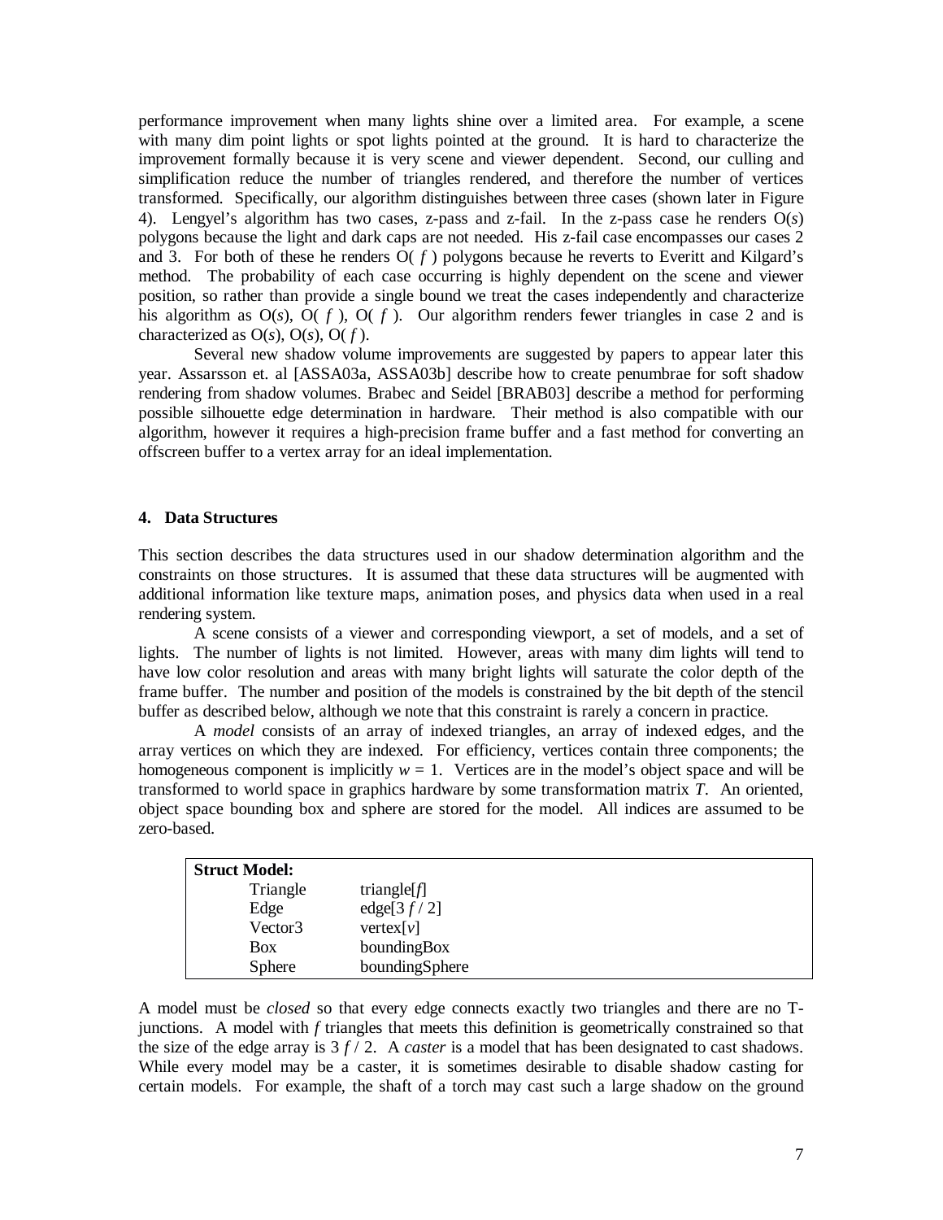performance improvement when many lights shine over a limited area. For example, a scene with many dim point lights or spot lights pointed at the ground. It is hard to characterize the improvement formally because it is very scene and viewer dependent. Second, our culling and simplification reduce the number of triangles rendered, and therefore the number of vertices transformed. Specifically, our algorithm distinguishes between three cases (shown later in Figure 4). Lengyel's algorithm has two cases, z-pass and z-fail. In the z-pass case he renders $O(s)$ polygons because the light and dark caps are not needed. His z-fail case encompasses our cases 2 and 3. For both of these he renders $O(f)$ polygons because he reverts to Everitt and Kilgard's method. The probability of each case occurring is highly dependent on the scene and viewer position, so rather than provide a single bound we treat the cases independently and characterize his algorithm as $O(s)$, $O(f)$, $O(f)$. Our algorithm renders fewer triangles in case 2 and is characterized as $O(s)$, $O(s)$, $O(f)$.

Several new shadow volume improvements are suggested by papers to appear later this year. Assarsson et. al [ASSA03a, ASSA03b] describe how to create penumbrae for soft shadow rendering from shadow volumes. Brabec and Seidel [BRAB03] describe a method for performing possible silhouette edge determination in hardware. Their method is also compatible with our algorithm, however it requires a high-precision frame buffer and a fast method for converting an offscreen buffer to a vertex array for an ideal implementation.

## 4. Data Structures

This section describes the data structures used in our shadow determination algorithm and the constraints on those structures. It is assumed that these data structures will be augmented with additional information like texture maps, animation poses, and physics data when used in a real rendering system.

A scene consists of a viewer and corresponding viewport, a set of models, and a set of lights. The number of lights is not limited. However, areas with many dim lights will tend to have low color resolution and areas with many bright lights will saturate the color depth of the frame buffer. The number and position of the models is constrained by the bit depth of the stencil buffer as described below, although we note that this constraint is rarely a concern in practice.

A *model* consists of an array of indexed triangles, an array of indexed edges, and the array vertices on which they are indexed. For efficiency, vertices contain three components; the homogeneous component is implicitly $w = 1$. Vertices are in the model's object space and will be transformed to world space in graphics hardware by some transformation matrix $T$. An oriented, object space bounding box and sphere are stored for the model. All indices are assumed to be zero-based.

```
Struct Model:
    Triangle    triangle[f]
    Edge        edge[3 f / 2]
    Vector3     vertex[v]
    Box         boundingBox
    Sphere      boundingSphere
```

A model must be *closed* so that every edge connects exactly two triangles and there are no T-junctions. A model with $f$ triangles that meets this definition is geometrically constrained so that the size of the edge array is $3f/2$. A *caster* is a model that has been designated to cast shadows. While every model may be a caster, it is sometimes desirable to disable shadow casting for certain models. For example, the shaft of a torch may cast such a large shadow on the ground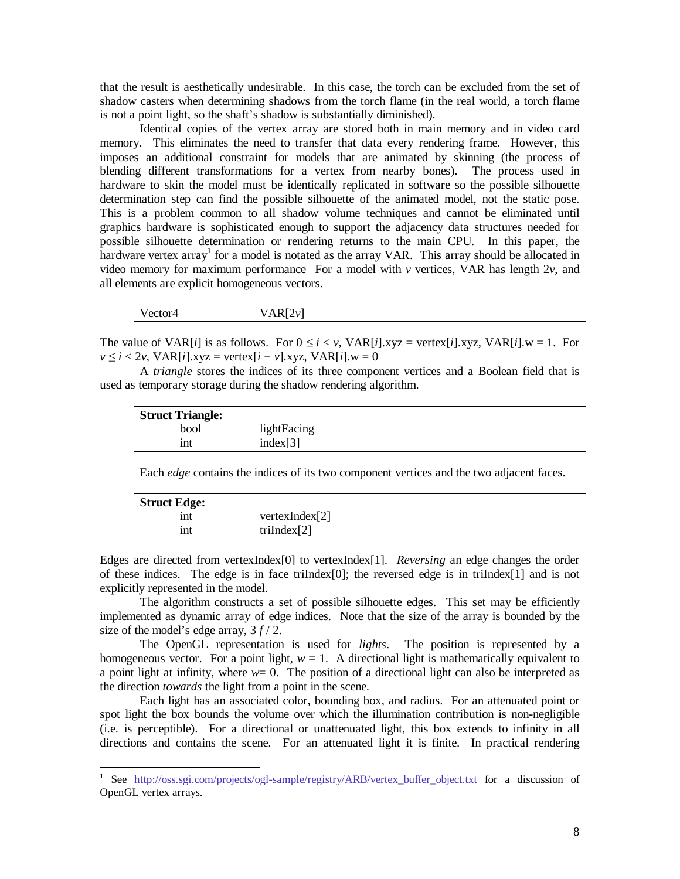that the result is aesthetically undesirable. In this case, the torch can be excluded from the set of shadow casters when determining shadows from the torch flame (in the real world, a torch flame is not a point light, so the shaft's shadow is substantially diminished).

Identical copies of the vertex array are stored both in main memory and in video card memory. This eliminates the need to transfer that data every rendering frame. However, this imposes an additional constraint for models that are animated by skinning (the process of blending different transformations for a vertex from nearby bones). The process used in hardware to skin the model must be identically replicated in software so the possible silhouette determination step can find the possible silhouette of the animated model, not the static pose. This is a problem common to all shadow volume techniques and cannot be eliminated until graphics hardware is sophisticated enough to support the adjacency data structures needed for possible silhouette determination or rendering returns to the main CPU. In this paper, the hardware vertex array[1] for a model is notated as the array VAR. This array should be allocated in video memory for maximum performance For a model with $v$ vertices, VAR has length $2v$, and all elements are explicit homogeneous vectors.

| | |
|---|---|
| Vector4 | VAR[$2v$] |

The value of VAR[$i$] is as follows. For $0 \le i < v$, VAR[$i$].xyz = vertex[$i$].xyz, VAR[$i$].w = 1. For $v \le i < 2v$, VAR[$i$].xyz = vertex[$i - v$].xyz, VAR[$i$].w = 0

A *triangle* stores the indices of its three component vertices and a Boolean field that is used as temporary storage during the shadow rendering algorithm.

| **Struct Triangle:** | |
|---|---|
| bool | lightFacing |
| int | index[3] |

Each *edge* contains the indices of its two component vertices and the two adjacent faces.

| **Struct Edge:** | |
|---|---|
| int | vertexIndex[2] |
| int | triIndex[2] |

Edges are directed from vertexIndex[0] to vertexIndex[1]. *Reversing* an edge changes the order of these indices. The edge is in face triIndex[0]; the reversed edge is in triIndex[1] and is not explicitly represented in the model.

The algorithm constructs a set of possible silhouette edges. This set may be efficiently implemented as dynamic array of edge indices. Note that the size of the array is bounded by the size of the model's edge array, $3f / 2$.

The OpenGL representation is used for *lights*. The position is represented by a homogeneous vector. For a point light, $w = 1$. A directional light is mathematically equivalent to a point light at infinity, where $w = 0$. The position of a directional light can also be interpreted as the direction *towards* the light from a point in the scene.

Each light has an associated color, bounding box, and radius. For an attenuated point or spot light the box bounds the volume over which the illumination contribution is non-negligible (i.e. is perceptible). For a directional or unattenuated light, this box extends to infinity in all directions and contains the scene. For an attenuated light it is finite. In practical rendering

[1] See http://oss.sgi.com/projects/ogl-sample/registry/ARB/vertex_buffer_object.txt for a discussion of OpenGL vertex arrays.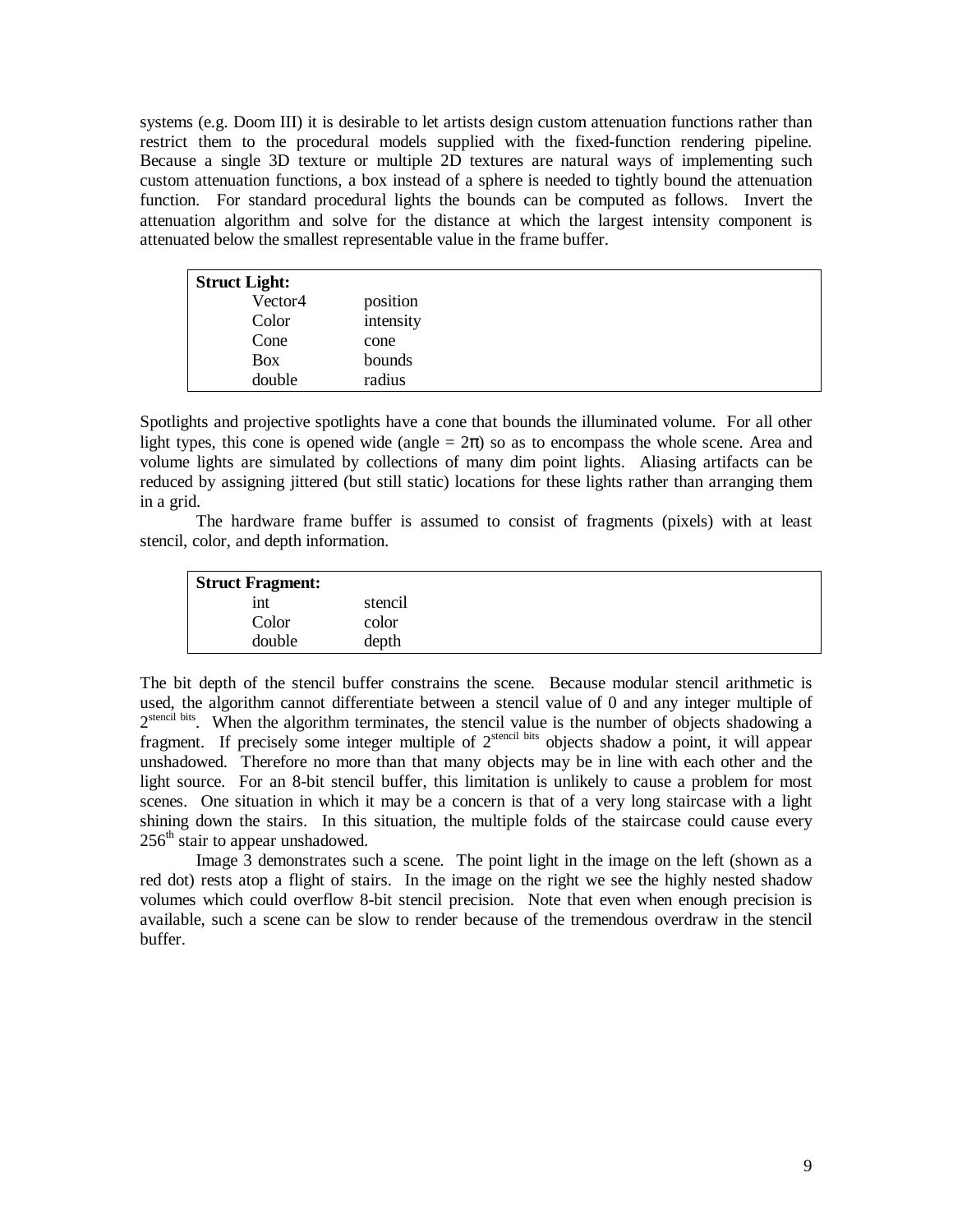systems (e.g. Doom III) it is desirable to let artists design custom attenuation functions rather than restrict them to the procedural models supplied with the fixed-function rendering pipeline. Because a single 3D texture or multiple 2D textures are natural ways of implementing such custom attenuation functions, a box instead of a sphere is needed to tightly bound the attenuation function. For standard procedural lights the bounds can be computed as follows. Invert the attenuation algorithm and solve for the distance at which the largest intensity component is attenuated below the smallest representable value in the frame buffer.

```
Struct Light:
    Vector4     position
    Color       intensity
    Cone        cone
    Box         bounds
    double      radius
```

Spotlights and projective spotlights have a cone that bounds the illuminated volume. For all other light types, this cone is opened wide (angle = $2\pi$) so as to encompass the whole scene. Area and volume lights are simulated by collections of many dim point lights. Aliasing artifacts can be reduced by assigning jittered (but still static) locations for these lights rather than arranging them in a grid.

The hardware frame buffer is assumed to consist of fragments (pixels) with at least stencil, color, and depth information.

```
Struct Fragment:
    int         stencil
    Color       color
    double      depth
```

The bit depth of the stencil buffer constrains the scene. Because modular stencil arithmetic is used, the algorithm cannot differentiate between a stencil value of 0 and any integer multiple of $2^{\text{stencil bits}}$. When the algorithm terminates, the stencil value is the number of objects shadowing a fragment. If precisely some integer multiple of $2^{\text{stencil bits}}$ objects shadow a point, it will appear unshadowed. Therefore no more than that many objects may be in line with each other and the light source. For an 8-bit stencil buffer, this limitation is unlikely to cause a problem for most scenes. One situation in which it may be a concern is that of a very long staircase with a light shining down the stairs. In this situation, the multiple folds of the staircase could cause every $256^{\text{th}}$ stair to appear unshadowed.

Image 3 demonstrates such a scene. The point light in the image on the left (shown as a red dot) rests atop a flight of stairs. In the image on the right we see the highly nested shadow volumes which could overflow 8-bit stencil precision. Note that even when enough precision is available, such a scene can be slow to render because of the tremendous overdraw in the stencil buffer.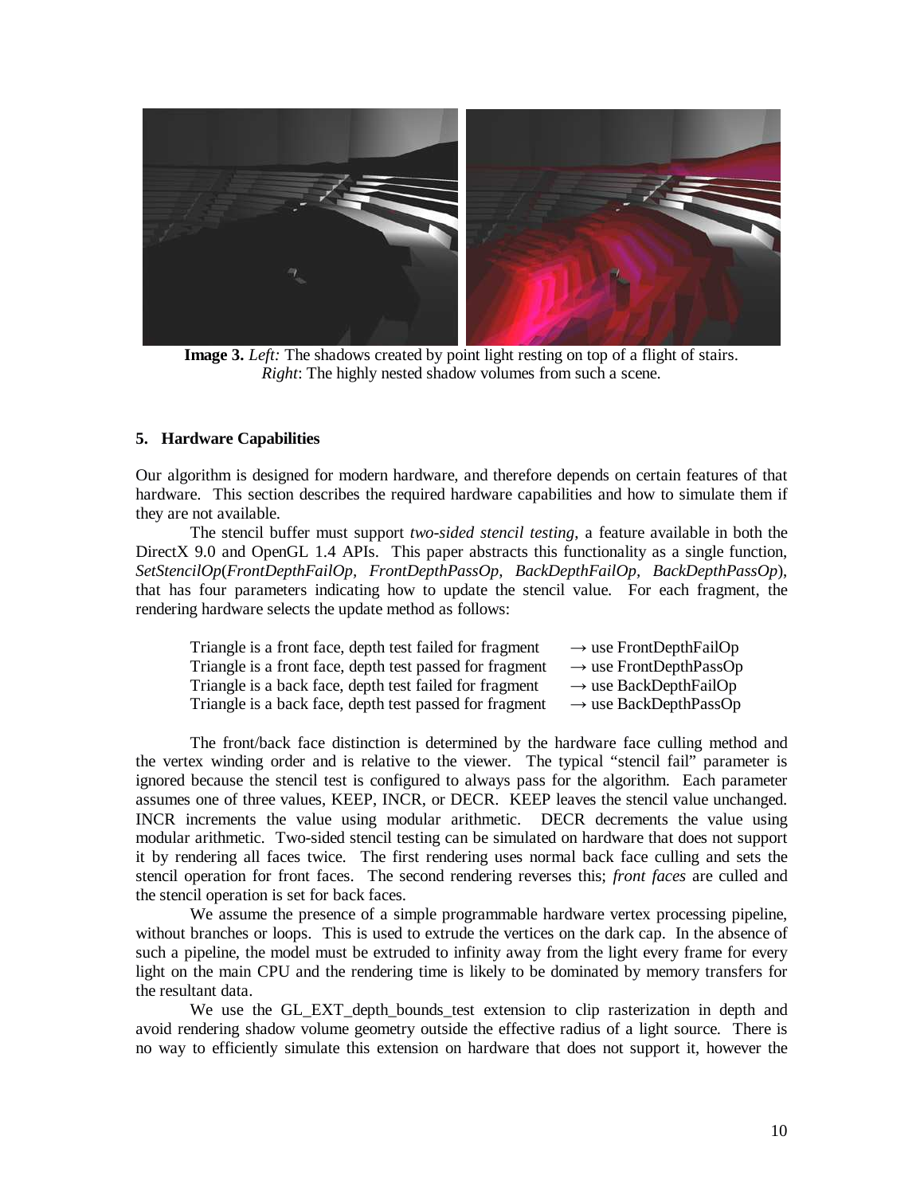**Image 3.** *Left:* The shadows created by point light resting on top of a flight of stairs. *Right*: The highly nested shadow volumes from such a scene.

### 5. Hardware Capabilities

Our algorithm is designed for modern hardware, and therefore depends on certain features of that hardware. This section describes the required hardware capabilities and how to simulate them if they are not available.

The stencil buffer must support *two-sided stencil testing*, a feature available in both the DirectX 9.0 and OpenGL 1.4 APIs. This paper abstracts this functionality as a single function, *SetStencilOp*(*FrontDepthFailOp, FrontDepthPassOp, BackDepthFailOp, BackDepthPassOp*), that has four parameters indicating how to update the stencil value. For each fragment, the rendering hardware selects the update method as follows:

Triangle is a front face, depth test failed for fragment → use FrontDepthFailOp
Triangle is a front face, depth test passed for fragment → use FrontDepthPassOp
Triangle is a back face, depth test failed for fragment → use BackDepthFailOp
Triangle is a back face, depth test passed for fragment → use BackDepthPassOp

The front/back face distinction is determined by the hardware face culling method and the vertex winding order and is relative to the viewer. The typical "stencil fail" parameter is ignored because the stencil test is configured to always pass for the algorithm. Each parameter assumes one of three values, KEEP, INCR, or DECR. KEEP leaves the stencil value unchanged. INCR increments the value using modular arithmetic. DECR decrements the value using modular arithmetic. Two-sided stencil testing can be simulated on hardware that does not support it by rendering all faces twice. The first rendering uses normal back face culling and sets the stencil operation for front faces. The second rendering reverses this; *front faces* are culled and the stencil operation is set for back faces.

We assume the presence of a simple programmable hardware vertex processing pipeline, without branches or loops. This is used to extrude the vertices on the dark cap. In the absence of such a pipeline, the model must be extruded to infinity away from the light every frame for every light on the main CPU and the rendering time is likely to be dominated by memory transfers for the resultant data.

We use the GL_EXT_depth_bounds_test extension to clip rasterization in depth and avoid rendering shadow volume geometry outside the effective radius of a light source. There is no way to efficiently simulate this extension on hardware that does not support it, however the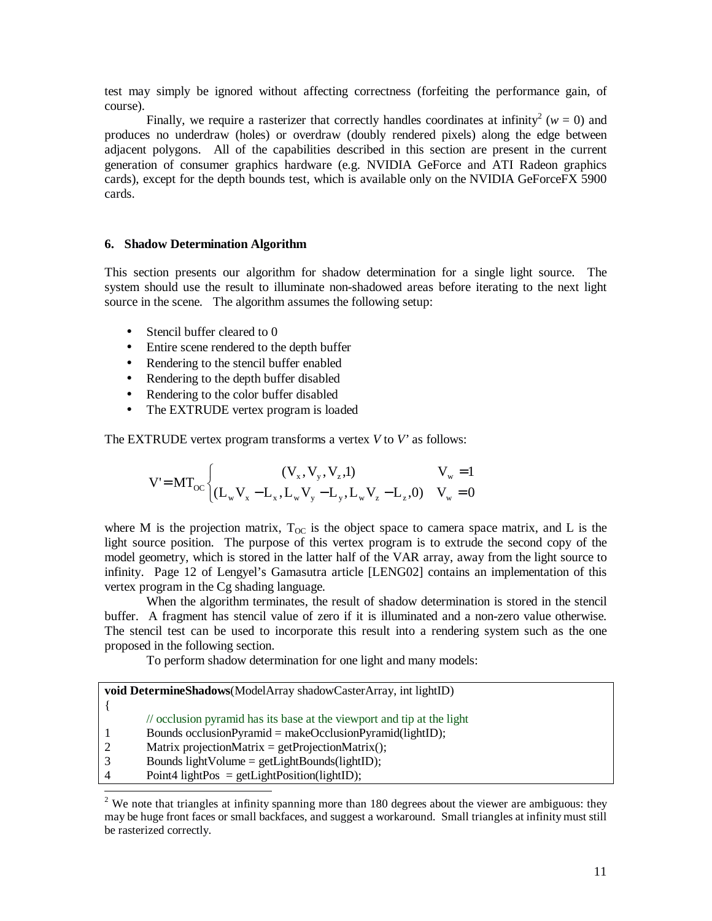test may simply be ignored without affecting correctness (forfeiting the performance gain, of course).

Finally, we require a rasterizer that correctly handles coordinates at infinity[2] ($w = 0$) and produces no underdraw (holes) or overdraw (doubly rendered pixels) along the edge between adjacent polygons. All of the capabilities described in this section are present in the current generation of consumer graphics hardware (e.g. NVIDIA GeForce and ATI Radeon graphics cards), except for the depth bounds test, which is available only on the NVIDIA GeForceFX 5900 cards.

## 6. Shadow Determination Algorithm

This section presents our algorithm for shadow determination for a single light source. The system should use the result to illuminate non-shadowed areas before iterating to the next light source in the scene. The algorithm assumes the following setup:

- Stencil buffer cleared to 0
- Entire scene rendered to the depth buffer
- Rendering to the stencil buffer enabled
- Rendering to the depth buffer disabled
- Rendering to the color buffer disabled
- The EXTRUDE vertex program is loaded

The EXTRUDE vertex program transforms a vertex *V* to *V'* as follows:

$$V' = MT_{OC}\begin{cases} (V_x, V_y, V_z, 1) & V_w = 1 \\ (L_w V_x - L_x, L_w V_y - L_y, L_w V_z - L_z, 0) & V_w = 0 \end{cases}$$

where M is the projection matrix, $T_{OC}$ is the object space to camera space matrix, and L is the light source position. The purpose of this vertex program is to extrude the second copy of the model geometry, which is stored in the latter half of the VAR array, away from the light source to infinity. Page 12 of Lengyel's Gamasutra article [LENG02] contains an implementation of this vertex program in the Cg shading language.

When the algorithm terminates, the result of shadow determination is stored in the stencil buffer. A fragment has stencil value of zero if it is illuminated and a non-zero value otherwise. The stencil test can be used to incorporate this result into a rendering system such as the one proposed in the following section.

To perform shadow determination for one light and many models:

```
void DetermineShadows(ModelArray shadowCasterArray, int lightID)
{
        // occlusion pyramid has its base at the viewport and tip at the light
1       Bounds occlusionPyramid = makeOcclusionPyramid(lightID);
2       Matrix projectionMatrix = getProjectionMatrix();
3       Bounds lightVolume = getLightBounds(lightID);
4       Point4 lightPos  = getLightPosition(lightID);
```

[2] We note that triangles at infinity spanning more than 180 degrees about the viewer are ambiguous: they may be huge front faces or small backfaces, and suggest a workaround. Small triangles at infinity must still be rasterized correctly.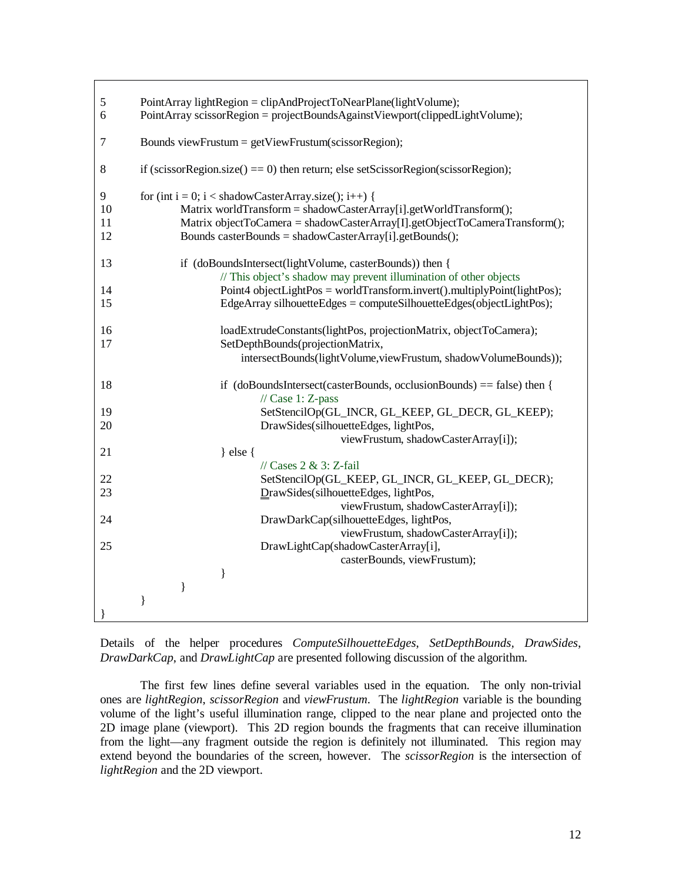```
5       PointArray lightRegion = clipAndProjectToNearPlane(lightVolume);
6       PointArray scissorRegion = projectBoundsAgainstViewport(clippedLightVolume);

7       Bounds viewFrustum = getViewFrustum(scissorRegion);

8       if (scissorRegion.size() == 0) then return; else setScissorRegion(scissorRegion);

9       for (int i = 0; i < shadowCasterArray.size(); i++) {
10              Matrix worldTransform = shadowCasterArray[i].getWorldTransform();
11              Matrix objectToCamera = shadowCasterArray[I].getObjectToCameraTransform();
12              Bounds casterBounds = shadowCasterArray[i].getBounds();

13              if (doBoundsIntersect(lightVolume, casterBounds)) then {
                        // This object's shadow may prevent illumination of other objects
14                      Point4 objectLightPos = worldTransform.invert().multiplyPoint(lightPos);
15                      EdgeArray silhouetteEdges = computeSilhouetteEdges(objectLightPos);

16                      loadExtrudeConstants(lightPos, projectionMatrix, objectToCamera);
17                      SetDepthBounds(projectionMatrix,
                            intersectBounds(lightVolume,viewFrustum, shadowVolumeBounds));

18                      if (doBoundsIntersect(casterBounds, occlusionBounds) == false) then {
                                // Case 1: Z-pass
19                              SetStencilOp(GL_INCR, GL_KEEP, GL_DECR, GL_KEEP);
20                              DrawSides(silhouetteEdges, lightPos,
                                                viewFrustum, shadowCasterArray[i]);
21                      } else {
                                // Cases 2 & 3: Z-fail
22                              SetStencilOp(GL_KEEP, GL_INCR, GL_KEEP, GL_DECR);
23                              DrawSides(silhouetteEdges, lightPos,
                                                viewFrustum, shadowCasterArray[i]);
24                              DrawDarkCap(silhouetteEdges, lightPos,
                                                viewFrustum, shadowCasterArray[i]);
25                              DrawLightCap(shadowCasterArray[i],
                                                casterBounds, viewFrustum);
                        }
                }
        }
}
```

Details of the helper procedures *ComputeSilhouetteEdges*, *SetDepthBounds*, *DrawSides*, *DrawDarkCap*, and *DrawLightCap* are presented following discussion of the algorithm.

The first few lines define several variables used in the equation. The only non-trivial ones are *lightRegion*, *scissorRegion* and *viewFrustum*. The *lightRegion* variable is the bounding volume of the light's useful illumination range, clipped to the near plane and projected onto the 2D image plane (viewport). This 2D region bounds the fragments that can receive illumination from the light—any fragment outside the region is definitely not illuminated. This region may extend beyond the boundaries of the screen, however. The *scissorRegion* is the intersection of *lightRegion* and the 2D viewport.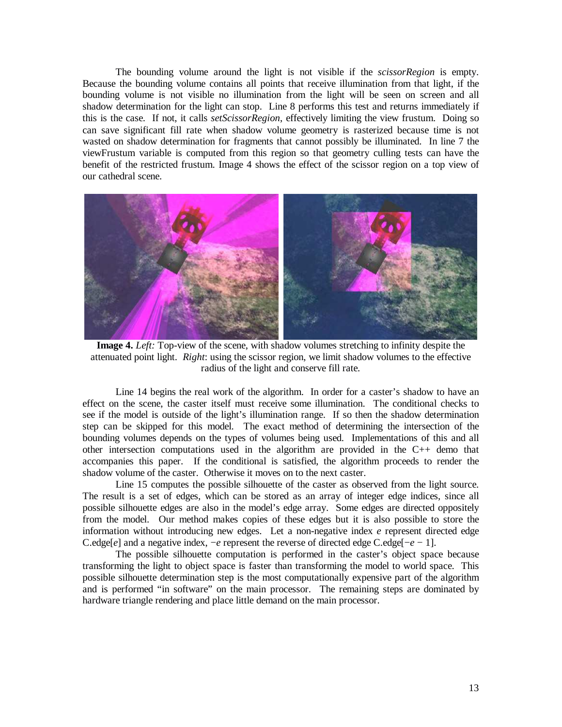The bounding volume around the light is not visible if the *scissorRegion* is empty. Because the bounding volume contains all points that receive illumination from that light, if the bounding volume is not visible no illumination from the light will be seen on screen and all shadow determination for the light can stop. Line 8 performs this test and returns immediately if this is the case. If not, it calls *setScissorRegion*, effectively limiting the view frustum. Doing so can save significant fill rate when shadow volume geometry is rasterized because time is not wasted on shadow determination for fragments that cannot possibly be illuminated. In line 7 the viewFrustum variable is computed from this region so that geometry culling tests can have the benefit of the restricted frustum. Image 4 shows the effect of the scissor region on a top view of our cathedral scene.

**Image 4.** *Left:* Top-view of the scene, with shadow volumes stretching to infinity despite the attenuated point light. *Right*: using the scissor region, we limit shadow volumes to the effective radius of the light and conserve fill rate.

Line 14 begins the real work of the algorithm. In order for a caster's shadow to have an effect on the scene, the caster itself must receive some illumination. The conditional checks to see if the model is outside of the light's illumination range. If so then the shadow determination step can be skipped for this model. The exact method of determining the intersection of the bounding volumes depends on the types of volumes being used. Implementations of this and all other intersection computations used in the algorithm are provided in the C++ demo that accompanies this paper. If the conditional is satisfied, the algorithm proceeds to render the shadow volume of the caster. Otherwise it moves on to the next caster.

Line 15 computes the possible silhouette of the caster as observed from the light source. The result is a set of edges, which can be stored as an array of integer edge indices, since all possible silhouette edges are also in the model's edge array. Some edges are directed oppositely from the model. Our method makes copies of these edges but it is also possible to store the information without introducing new edges. Let a non-negative index $e$ represent directed edge C.edge[$e$] and a negative index, $-e$ represent the reverse of directed edge C.edge[$-e - 1$].

The possible silhouette computation is performed in the caster's object space because transforming the light to object space is faster than transforming the model to world space. This possible silhouette determination step is the most computationally expensive part of the algorithm and is performed "in software" on the main processor. The remaining steps are dominated by hardware triangle rendering and place little demand on the main processor.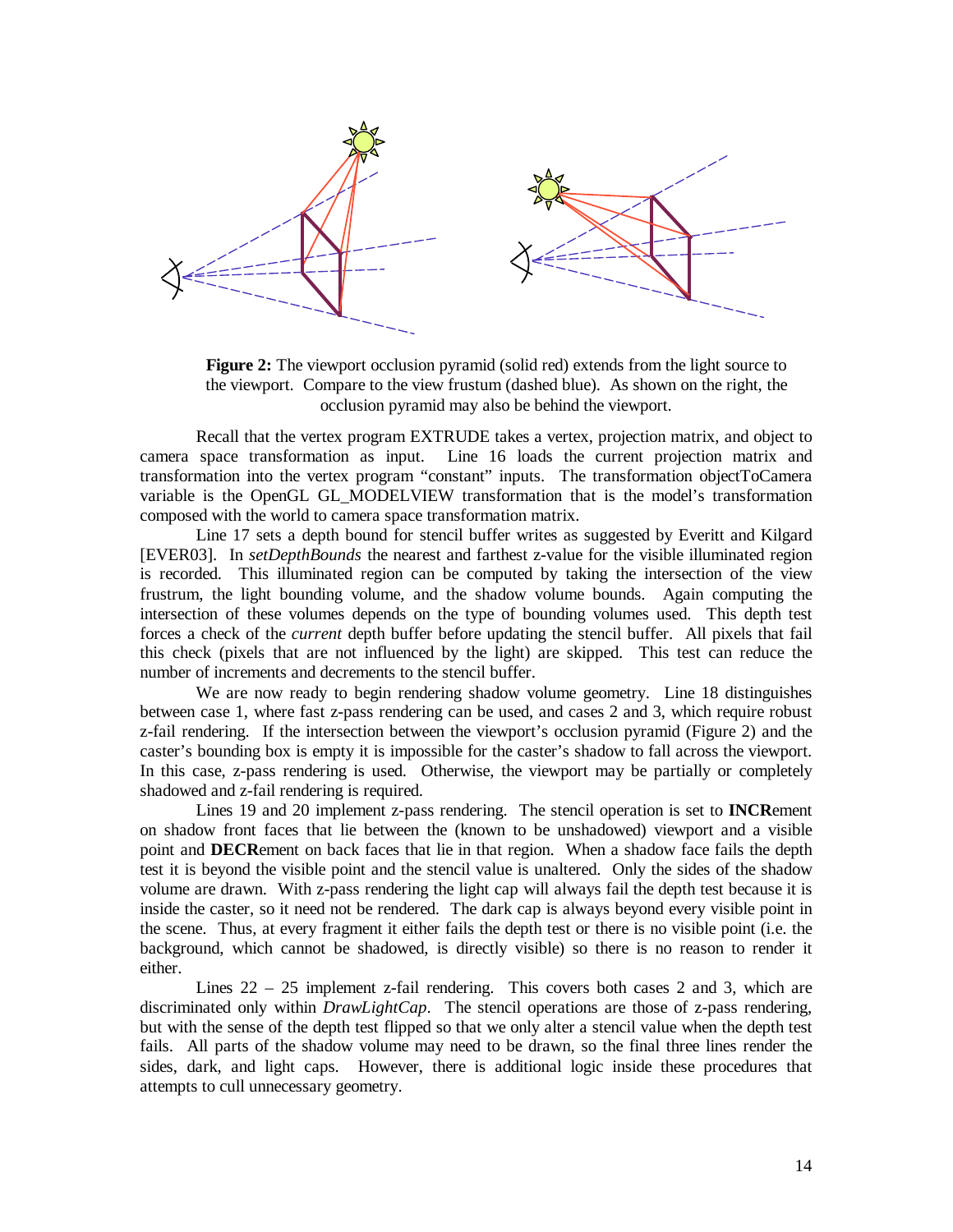**Figure 2:** The viewport occlusion pyramid (solid red) extends from the light source to the viewport. Compare to the view frustum (dashed blue). As shown on the right, the occlusion pyramid may also be behind the viewport.

Recall that the vertex program EXTRUDE takes a vertex, projection matrix, and object to camera space transformation as input. Line 16 loads the current projection matrix and transformation into the vertex program "constant" inputs. The transformation objectToCamera variable is the OpenGL GL_MODELVIEW transformation that is the model's transformation composed with the world to camera space transformation matrix.

Line 17 sets a depth bound for stencil buffer writes as suggested by Everitt and Kilgard [EVER03]. In *setDepthBounds* the nearest and farthest z-value for the visible illuminated region is recorded. This illuminated region can be computed by taking the intersection of the view frustrum, the light bounding volume, and the shadow volume bounds. Again computing the intersection of these volumes depends on the type of bounding volumes used. This depth test forces a check of the *current* depth buffer before updating the stencil buffer. All pixels that fail this check (pixels that are not influenced by the light) are skipped. This test can reduce the number of increments and decrements to the stencil buffer.

We are now ready to begin rendering shadow volume geometry. Line 18 distinguishes between case 1, where fast z-pass rendering can be used, and cases 2 and 3, which require robust z-fail rendering. If the intersection between the viewport's occlusion pyramid (Figure 2) and the caster's bounding box is empty it is impossible for the caster's shadow to fall across the viewport. In this case, z-pass rendering is used. Otherwise, the viewport may be partially or completely shadowed and z-fail rendering is required.

Lines 19 and 20 implement z-pass rendering. The stencil operation is set to **INCR**ement on shadow front faces that lie between the (known to be unshadowed) viewport and a visible point and **DECR**ement on back faces that lie in that region. When a shadow face fails the depth test it is beyond the visible point and the stencil value is unaltered. Only the sides of the shadow volume are drawn. With z-pass rendering the light cap will always fail the depth test because it is inside the caster, so it need not be rendered. The dark cap is always beyond every visible point in the scene. Thus, at every fragment it either fails the depth test or there is no visible point (i.e. the background, which cannot be shadowed, is directly visible) so there is no reason to render it either.

Lines 22 – 25 implement z-fail rendering. This covers both cases 2 and 3, which are discriminated only within *DrawLightCap*. The stencil operations are those of z-pass rendering, but with the sense of the depth test flipped so that we only alter a stencil value when the depth test fails. All parts of the shadow volume may need to be drawn, so the final three lines render the sides, dark, and light caps. However, there is additional logic inside these procedures that attempts to cull unnecessary geometry.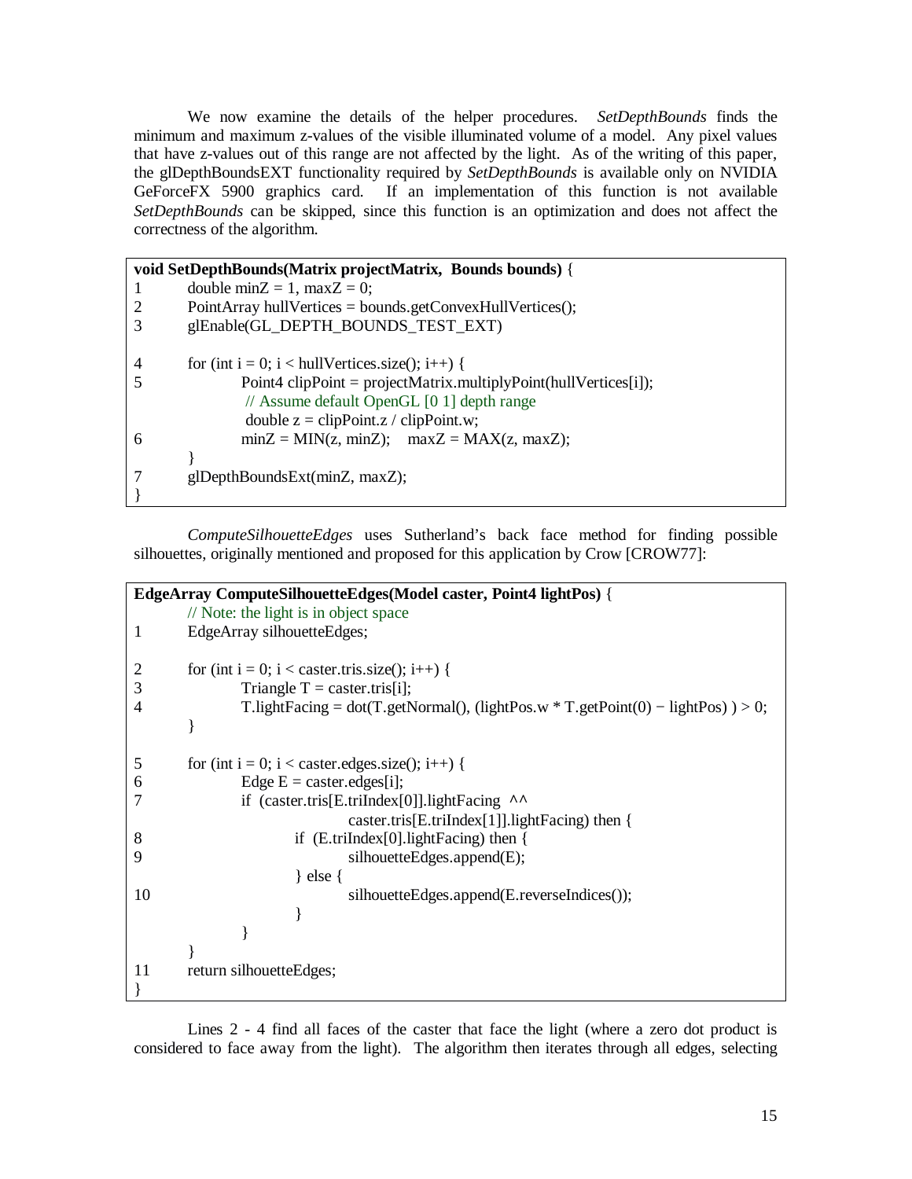We now examine the details of the helper procedures. *SetDepthBounds* finds the minimum and maximum z-values of the visible illuminated volume of a model. Any pixel values that have z-values out of this range are not affected by the light. As of the writing of this paper, the glDepthBoundsEXT functionality required by *SetDepthBounds* is available only on NVIDIA GeForceFX 5900 graphics card. If an implementation of this function is not available *SetDepthBounds* can be skipped, since this function is an optimization and does not affect the correctness of the algorithm.

```
void SetDepthBounds(Matrix projectMatrix, Bounds bounds) {
1       double minZ = 1, maxZ = 0;
2       PointArray hullVertices = bounds.getConvexHullVertices();
3       glEnable(GL_DEPTH_BOUNDS_TEST_EXT)

4       for (int i = 0; i < hullVertices.size(); i++) {
5               Point4 clipPoint = projectMatrix.multiplyPoint(hullVertices[i]);
                // Assume default OpenGL [0 1] depth range
                double z = clipPoint.z / clipPoint.w;
6               minZ = MIN(z, minZ);    maxZ = MAX(z, maxZ);
        }
7       glDepthBoundsExt(minZ, maxZ);
}
```

*ComputeSilhouetteEdges* uses Sutherland's back face method for finding possible silhouettes, originally mentioned and proposed for this application by Crow [CROW77]:

```
EdgeArray ComputeSilhouetteEdges(Model caster, Point4 lightPos) {
        // Note: the light is in object space
1       EdgeArray silhouetteEdges;

2       for (int i = 0; i < caster.tris.size(); i++) {
3               Triangle T = caster.tris[i];
4               T.lightFacing = dot(T.getNormal(), (lightPos.w * T.getPoint(0) − lightPos) ) > 0;
        }

5       for (int i = 0; i < caster.edges.size(); i++) {
6               Edge E = caster.edges[i];
7               if (caster.tris[E.triIndex[0]].lightFacing ^^
                                caster.tris[E.triIndex[1]].lightFacing) then {
8                       if (E.triIndex[0].lightFacing) then {
9                               silhouetteEdges.append(E);
                        } else {
10                              silhouetteEdges.append(E.reverseIndices());
                        }
                }
        }
11      return silhouetteEdges;
}
```

Lines 2 - 4 find all faces of the caster that face the light (where a zero dot product is considered to face away from the light). The algorithm then iterates through all edges, selecting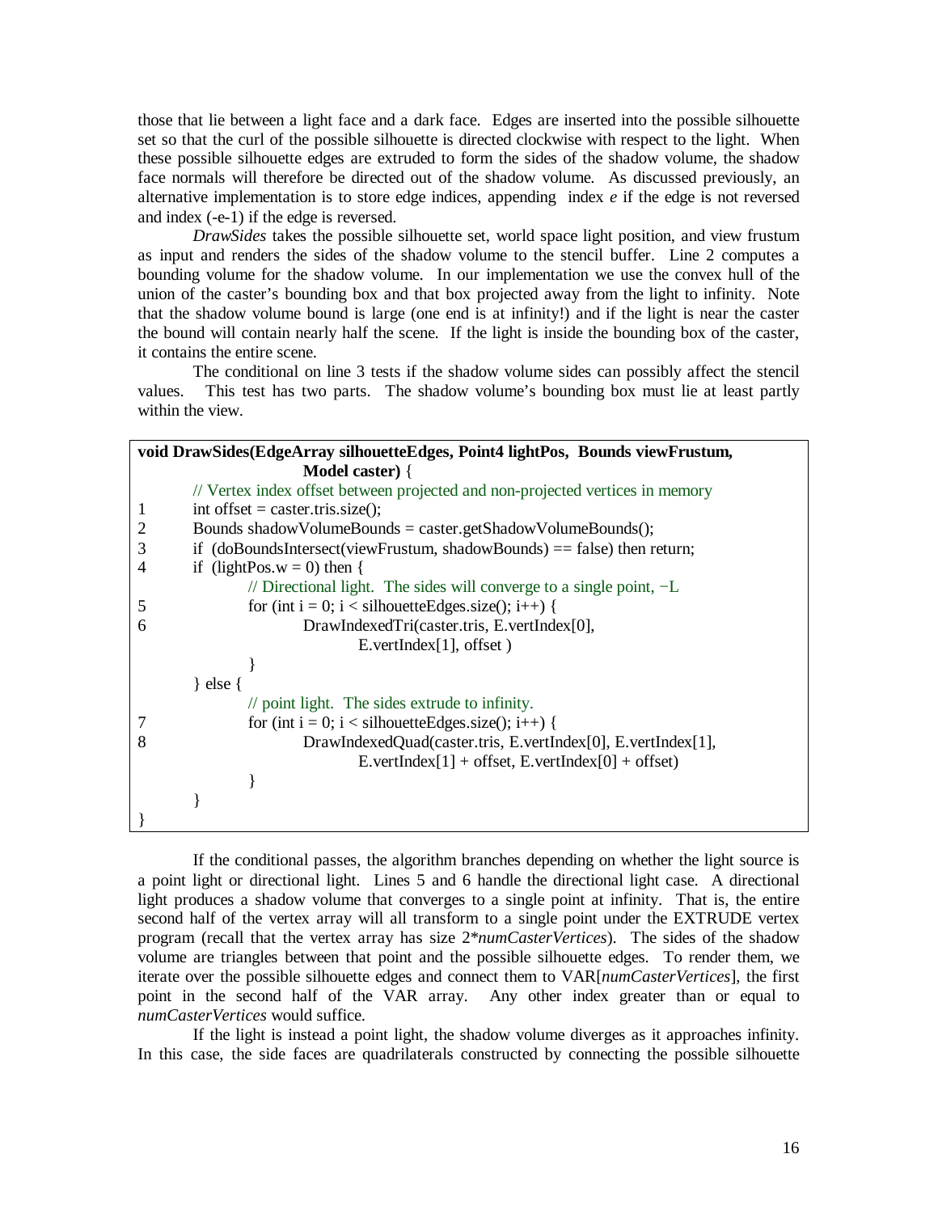those that lie between a light face and a dark face. Edges are inserted into the possible silhouette set so that the curl of the possible silhouette is directed clockwise with respect to the light. When these possible silhouette edges are extruded to form the sides of the shadow volume, the shadow face normals will therefore be directed out of the shadow volume. As discussed previously, an alternative implementation is to store edge indices, appending index *e* if the edge is not reversed and index (-e-1) if the edge is reversed.

*DrawSides* takes the possible silhouette set, world space light position, and view frustum as input and renders the sides of the shadow volume to the stencil buffer. Line 2 computes a bounding volume for the shadow volume. In our implementation we use the convex hull of the union of the caster's bounding box and that box projected away from the light to infinity. Note that the shadow volume bound is large (one end is at infinity!) and if the light is near the caster the bound will contain nearly half the scene. If the light is inside the bounding box of the caster, it contains the entire scene.

The conditional on line 3 tests if the shadow volume sides can possibly affect the stencil values. This test has two parts. The shadow volume's bounding box must lie at least partly within the view.

```
void DrawSides(EdgeArray silhouetteEdges, Point4 lightPos,  Bounds viewFrustum,
                    Model caster) {
        // Vertex index offset between projected and non-projected vertices in memory
1       int offset = caster.tris.size();
2       Bounds shadowVolumeBounds = caster.getShadowVolumeBounds();
3       if  (doBoundsIntersect(viewFrustum, shadowBounds) == false) then return;
4       if  (lightPos.w = 0) then {
                // Directional light.  The sides will converge to a single point, −L
5               for (int i = 0; i < silhouetteEdges.size(); i++) {
6                       DrawIndexedTri(caster.tris, E.vertIndex[0],
                                E.vertIndex[1], offset )
                }
        } else {
                // point light.  The sides extrude to infinity.
7               for (int i = 0; i < silhouetteEdges.size(); i++) {
8                       DrawIndexedQuad(caster.tris, E.vertIndex[0], E.vertIndex[1],
                                E.vertIndex[1] + offset, E.vertIndex[0] + offset)
                }
        }
}
```

If the conditional passes, the algorithm branches depending on whether the light source is a point light or directional light. Lines 5 and 6 handle the directional light case. A directional light produces a shadow volume that converges to a single point at infinity. That is, the entire second half of the vertex array will all transform to a single point under the EXTRUDE vertex program (recall that the vertex array has size 2\**numCasterVertices*). The sides of the shadow volume are triangles between that point and the possible silhouette edges. To render them, we iterate over the possible silhouette edges and connect them to VAR[*numCasterVertices*], the first point in the second half of the VAR array. Any other index greater than or equal to *numCasterVertices* would suffice.

If the light is instead a point light, the shadow volume diverges as it approaches infinity. In this case, the side faces are quadrilaterals constructed by connecting the possible silhouette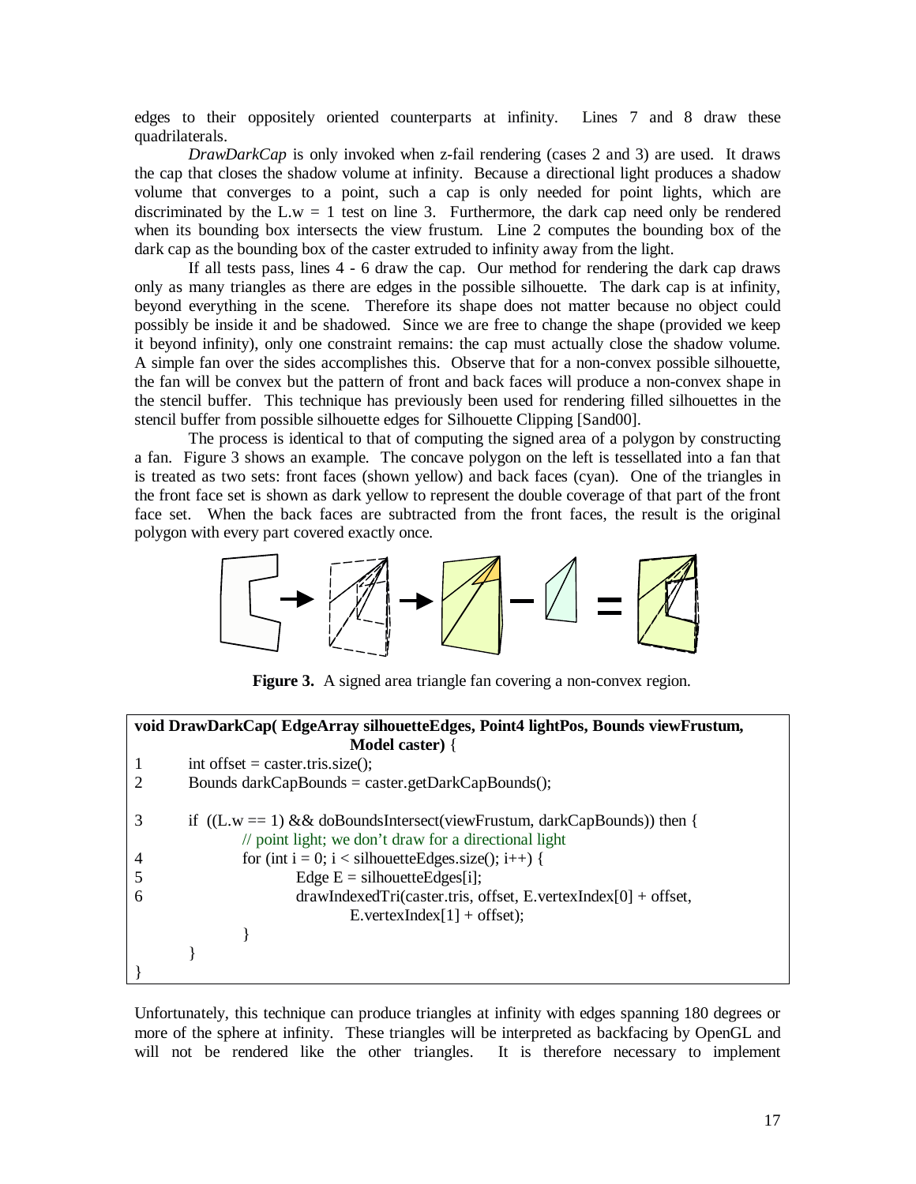edges to their oppositely oriented counterparts at infinity. Lines 7 and 8 draw these quadrilaterals.

*DrawDarkCap* is only invoked when z-fail rendering (cases 2 and 3) are used. It draws the cap that closes the shadow volume at infinity. Because a directional light produces a shadow volume that converges to a point, such a cap is only needed for point lights, which are discriminated by the L.w = 1 test on line 3. Furthermore, the dark cap need only be rendered when its bounding box intersects the view frustum. Line 2 computes the bounding box of the dark cap as the bounding box of the caster extruded to infinity away from the light.

If all tests pass, lines 4 - 6 draw the cap. Our method for rendering the dark cap draws only as many triangles as there are edges in the possible silhouette. The dark cap is at infinity, beyond everything in the scene. Therefore its shape does not matter because no object could possibly be inside it and be shadowed. Since we are free to change the shape (provided we keep it beyond infinity), only one constraint remains: the cap must actually close the shadow volume. A simple fan over the sides accomplishes this. Observe that for a non-convex possible silhouette, the fan will be convex but the pattern of front and back faces will produce a non-convex shape in the stencil buffer. This technique has previously been used for rendering filled silhouettes in the stencil buffer from possible silhouette edges for Silhouette Clipping [Sand00].

The process is identical to that of computing the signed area of a polygon by constructing a fan. Figure 3 shows an example. The concave polygon on the left is tessellated into a fan that is treated as two sets: front faces (shown yellow) and back faces (cyan). One of the triangles in the front face set is shown as dark yellow to represent the double coverage of that part of the front face set. When the back faces are subtracted from the front faces, the result is the original polygon with every part covered exactly once.

**Figure 3.** A signed area triangle fan covering a non-convex region.

```
void DrawDarkCap( EdgeArray silhouetteEdges, Point4 lightPos, Bounds viewFrustum,
                                Model caster) {
1       int offset = caster.tris.size();
2       Bounds darkCapBounds = caster.getDarkCapBounds();

3       if ((L.w == 1) && doBoundsIntersect(viewFrustum, darkCapBounds)) then {
                // point light; we don't draw for a directional light
4               for (int i = 0; i < silhouetteEdges.size(); i++) {
5                       Edge E = silhouetteEdges[i];
6                       drawIndexedTri(caster.tris, offset, E.vertexIndex[0] + offset,
                                E.vertexIndex[1] + offset);
                }
        }
}
```

Unfortunately, this technique can produce triangles at infinity with edges spanning 180 degrees or more of the sphere at infinity. These triangles will be interpreted as backfacing by OpenGL and will not be rendered like the other triangles. It is therefore necessary to implement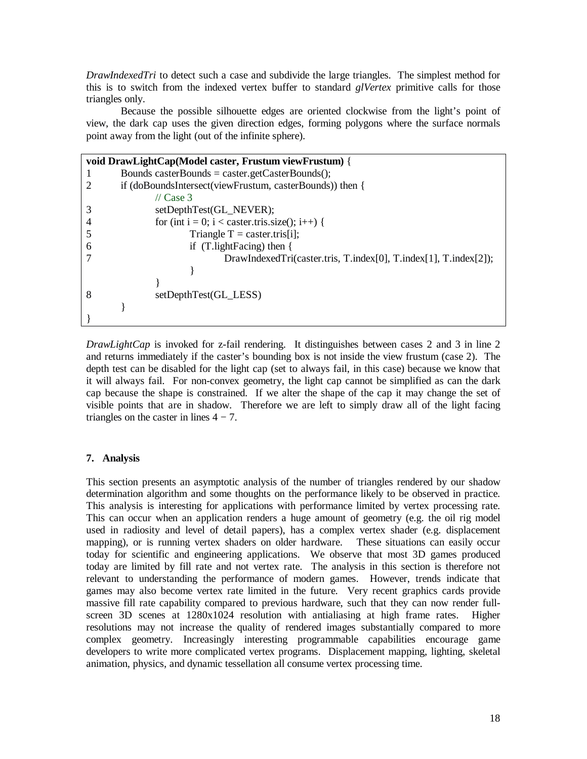*DrawIndexedTri* to detect such a case and subdivide the large triangles. The simplest method for this is to switch from the indexed vertex buffer to standard *glVertex* primitive calls for those triangles only.

Because the possible silhouette edges are oriented clockwise from the light's point of view, the dark cap uses the given direction edges, forming polygons where the surface normals point away from the light (out of the infinite sphere).

```
void DrawLightCap(Model caster, Frustum viewFrustum) {
1       Bounds casterBounds = caster.getCasterBounds();
2       if (doBoundsIntersect(viewFrustum, casterBounds)) then {
            // Case 3
3           setDepthTest(GL_NEVER);
4           for (int i = 0; i < caster.tris.size(); i++) {
5               Triangle T = caster.tris[i];
6               if (T.lightFacing) then {
7                   DrawIndexedTri(caster.tris, T.index[0], T.index[1], T.index[2]);
                }
            }
8           setDepthTest(GL_LESS)
        }
}
```

*DrawLightCap* is invoked for z-fail rendering. It distinguishes between cases 2 and 3 in line 2 and returns immediately if the caster's bounding box is not inside the view frustum (case 2). The depth test can be disabled for the light cap (set to always fail, in this case) because we know that it will always fail. For non-convex geometry, the light cap cannot be simplified as can the dark cap because the shape is constrained. If we alter the shape of the cap it may change the set of visible points that are in shadow. Therefore we are left to simply draw all of the light facing triangles on the caster in lines 4 − 7.

## 7. Analysis

This section presents an asymptotic analysis of the number of triangles rendered by our shadow determination algorithm and some thoughts on the performance likely to be observed in practice. This analysis is interesting for applications with performance limited by vertex processing rate. This can occur when an application renders a huge amount of geometry (e.g. the oil rig model used in radiosity and level of detail papers), has a complex vertex shader (e.g. displacement mapping), or is running vertex shaders on older hardware. These situations can easily occur today for scientific and engineering applications. We observe that most 3D games produced today are limited by fill rate and not vertex rate. The analysis in this section is therefore not relevant to understanding the performance of modern games. However, trends indicate that games may also become vertex rate limited in the future. Very recent graphics cards provide massive fill rate capability compared to previous hardware, such that they can now render full-screen 3D scenes at 1280x1024 resolution with antialiasing at high frame rates. Higher resolutions may not increase the quality of rendered images substantially compared to more complex geometry. Increasingly interesting programmable capabilities encourage game developers to write more complicated vertex programs. Displacement mapping, lighting, skeletal animation, physics, and dynamic tessellation all consume vertex processing time.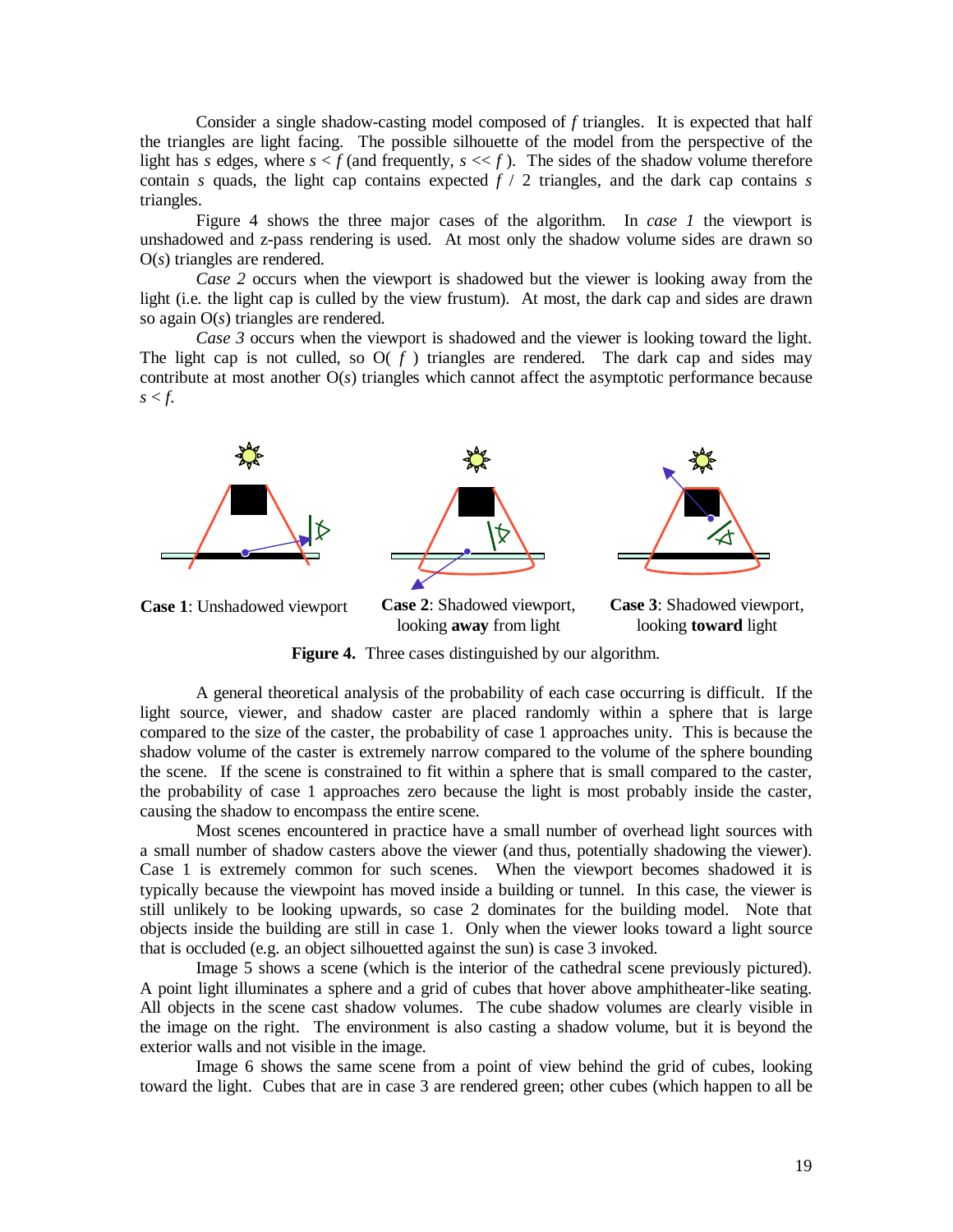Consider a single shadow-casting model composed of $f$ triangles. It is expected that half the triangles are light facing. The possible silhouette of the model from the perspective of the light has $s$ edges, where $s < f$ (and frequently, $s \ll f$). The sides of the shadow volume therefore contain $s$ quads, the light cap contains expected $f / 2$ triangles, and the dark cap contains $s$ triangles.

Figure 4 shows the three major cases of the algorithm. In *case 1* the viewport is unshadowed and z-pass rendering is used. At most only the shadow volume sides are drawn so $O(s)$ triangles are rendered.

*Case 2* occurs when the viewport is shadowed but the viewer is looking away from the light (i.e. the light cap is culled by the view frustum). At most, the dark cap and sides are drawn so again $O(s)$ triangles are rendered.

*Case 3* occurs when the viewport is shadowed and the viewer is looking toward the light. The light cap is not culled, so $O(f)$ triangles are rendered. The dark cap and sides may contribute at most another $O(s)$ triangles which cannot affect the asymptotic performance because $s < f$.

**Case 1**: Unshadowed viewport

**Case 2**: Shadowed viewport, looking **away** from light

**Case 3**: Shadowed viewport, looking **toward** light

**Figure 4.** Three cases distinguished by our algorithm.

A general theoretical analysis of the probability of each case occurring is difficult. If the light source, viewer, and shadow caster are placed randomly within a sphere that is large compared to the size of the caster, the probability of case 1 approaches unity. This is because the shadow volume of the caster is extremely narrow compared to the volume of the sphere bounding the scene. If the scene is constrained to fit within a sphere that is small compared to the caster, the probability of case 1 approaches zero because the light is most probably inside the caster, causing the shadow to encompass the entire scene.

Most scenes encountered in practice have a small number of overhead light sources with a small number of shadow casters above the viewer (and thus, potentially shadowing the viewer). Case 1 is extremely common for such scenes. When the viewport becomes shadowed it is typically because the viewpoint has moved inside a building or tunnel. In this case, the viewer is still unlikely to be looking upwards, so case 2 dominates for the building model. Note that objects inside the building are still in case 1. Only when the viewer looks toward a light source that is occluded (e.g. an object silhouetted against the sun) is case 3 invoked.

Image 5 shows a scene (which is the interior of the cathedral scene previously pictured). A point light illuminates a sphere and a grid of cubes that hover above amphitheater-like seating. All objects in the scene cast shadow volumes. The cube shadow volumes are clearly visible in the image on the right. The environment is also casting a shadow volume, but it is beyond the exterior walls and not visible in the image.

Image 6 shows the same scene from a point of view behind the grid of cubes, looking toward the light. Cubes that are in case 3 are rendered green; other cubes (which happen to all be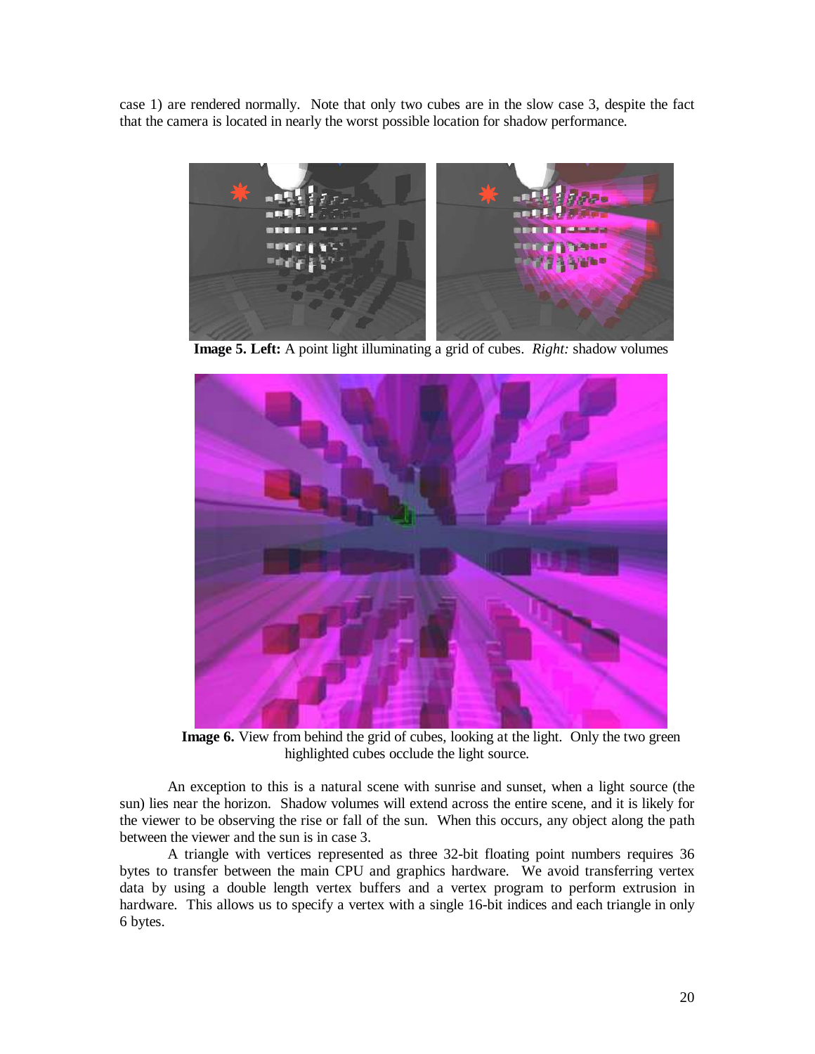case 1) are rendered normally. Note that only two cubes are in the slow case 3, despite the fact that the camera is located in nearly the worst possible location for shadow performance.

**Image 5. Left:** A point light illuminating a grid of cubes. *Right:* shadow volumes

**Image 6.** View from behind the grid of cubes, looking at the light. Only the two green highlighted cubes occlude the light source.

An exception to this is a natural scene with sunrise and sunset, when a light source (the sun) lies near the horizon. Shadow volumes will extend across the entire scene, and it is likely for the viewer to be observing the rise or fall of the sun. When this occurs, any object along the path between the viewer and the sun is in case 3.

A triangle with vertices represented as three 32-bit floating point numbers requires 36 bytes to transfer between the main CPU and graphics hardware. We avoid transferring vertex data by using a double length vertex buffers and a vertex program to perform extrusion in hardware. This allows us to specify a vertex with a single 16-bit indices and each triangle in only 6 bytes.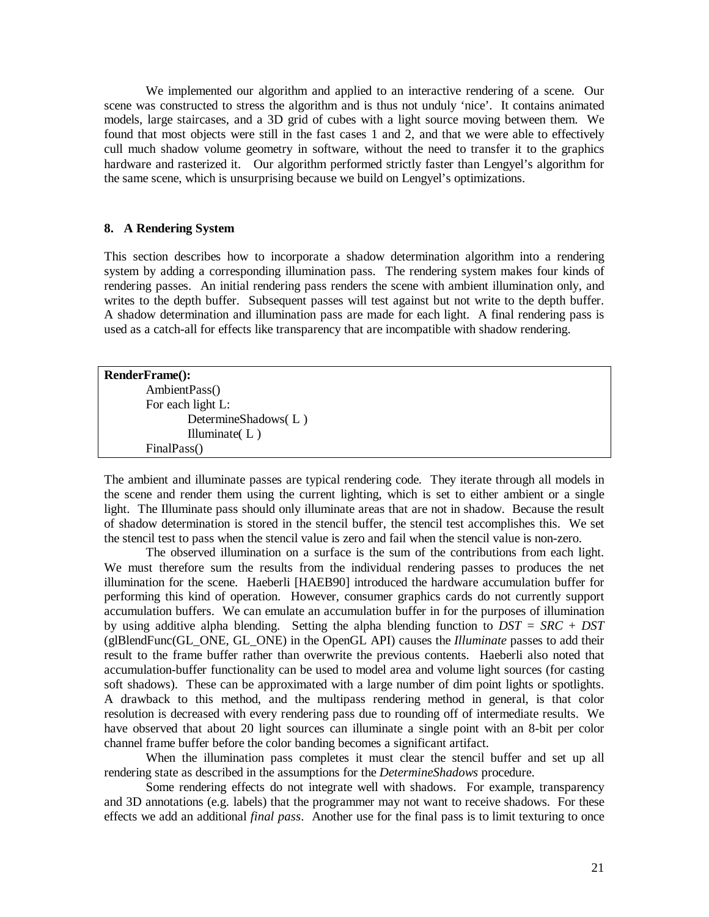We implemented our algorithm and applied to an interactive rendering of a scene. Our scene was constructed to stress the algorithm and is thus not unduly 'nice'. It contains animated models, large staircases, and a 3D grid of cubes with a light source moving between them. We found that most objects were still in the fast cases 1 and 2, and that we were able to effectively cull much shadow volume geometry in software, without the need to transfer it to the graphics hardware and rasterized it. Our algorithm performed strictly faster than Lengyel's algorithm for the same scene, which is unsurprising because we build on Lengyel's optimizations.

## 8. A Rendering System

This section describes how to incorporate a shadow determination algorithm into a rendering system by adding a corresponding illumination pass. The rendering system makes four kinds of rendering passes. An initial rendering pass renders the scene with ambient illumination only, and writes to the depth buffer. Subsequent passes will test against but not write to the depth buffer. A shadow determination and illumination pass are made for each light. A final rendering pass is used as a catch-all for effects like transparency that are incompatible with shadow rendering.

```
RenderFrame():
    AmbientPass()
    For each light L:
        DetermineShadows( L )
        Illuminate( L )
    FinalPass()
```

The ambient and illuminate passes are typical rendering code. They iterate through all models in the scene and render them using the current lighting, which is set to either ambient or a single light. The Illuminate pass should only illuminate areas that are not in shadow. Because the result of shadow determination is stored in the stencil buffer, the stencil test accomplishes this. We set the stencil test to pass when the stencil value is zero and fail when the stencil value is non-zero.

The observed illumination on a surface is the sum of the contributions from each light. We must therefore sum the results from the individual rendering passes to produces the net illumination for the scene. Haeberli [HAEB90] introduced the hardware accumulation buffer for performing this kind of operation. However, consumer graphics cards do not currently support accumulation buffers. We can emulate an accumulation buffer in for the purposes of illumination by using additive alpha blending. Setting the alpha blending function to $DST = SRC + DST$ (glBlendFunc(GL_ONE, GL_ONE) in the OpenGL API) causes the *Illuminate* passes to add their result to the frame buffer rather than overwrite the previous contents. Haeberli also noted that accumulation-buffer functionality can be used to model area and volume light sources (for casting soft shadows). These can be approximated with a large number of dim point lights or spotlights. A drawback to this method, and the multipass rendering method in general, is that color resolution is decreased with every rendering pass due to rounding off of intermediate results. We have observed that about 20 light sources can illuminate a single point with an 8-bit per color channel frame buffer before the color banding becomes a significant artifact.

When the illumination pass completes it must clear the stencil buffer and set up all rendering state as described in the assumptions for the *DetermineShadows* procedure.

Some rendering effects do not integrate well with shadows. For example, transparency and 3D annotations (e.g. labels) that the programmer may not want to receive shadows. For these effects we add an additional *final pass*. Another use for the final pass is to limit texturing to once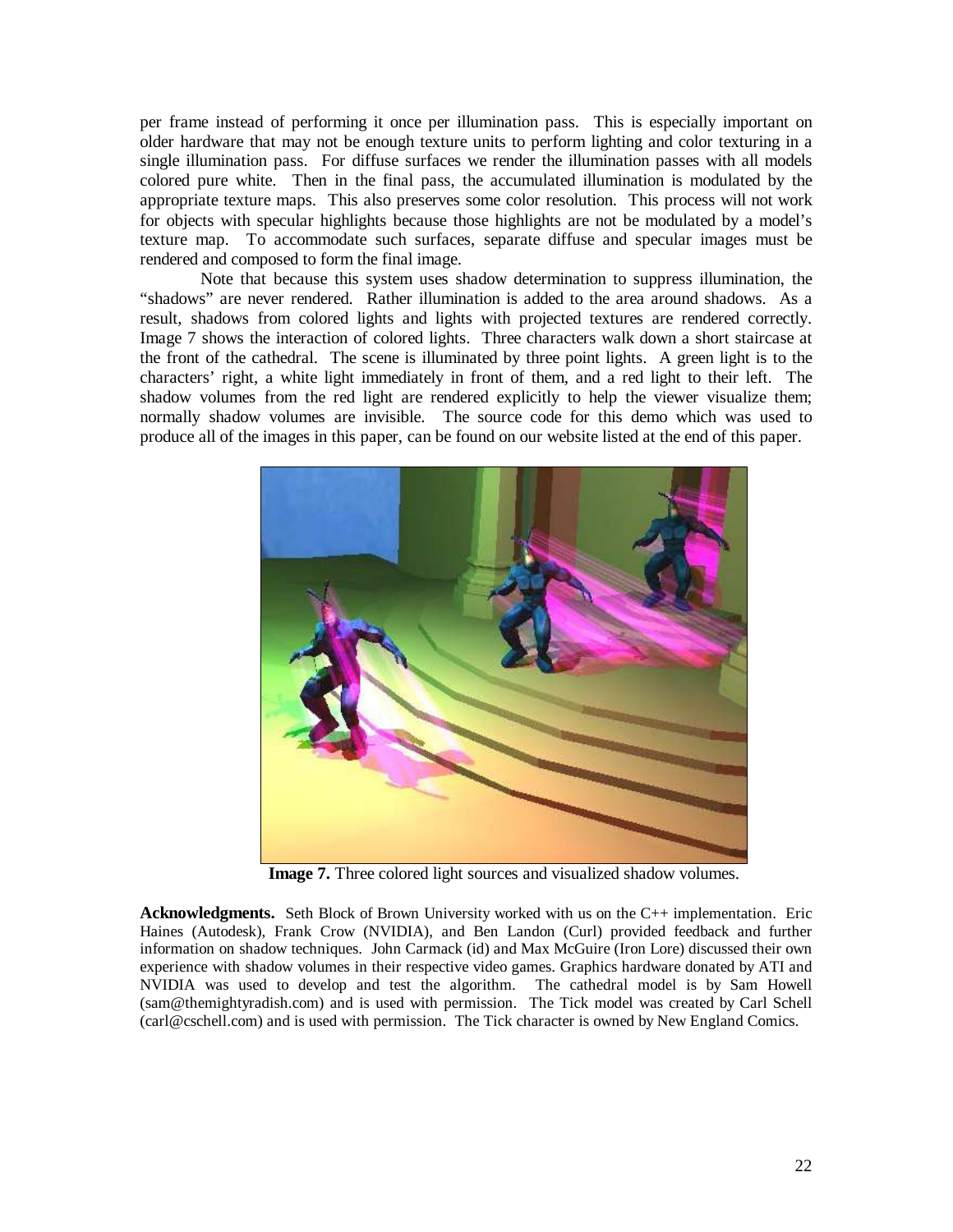per frame instead of performing it once per illumination pass. This is especially important on older hardware that may not be enough texture units to perform lighting and color texturing in a single illumination pass. For diffuse surfaces we render the illumination passes with all models colored pure white. Then in the final pass, the accumulated illumination is modulated by the appropriate texture maps. This also preserves some color resolution. This process will not work for objects with specular highlights because those highlights are not be modulated by a model's texture map. To accommodate such surfaces, separate diffuse and specular images must be rendered and composed to form the final image.

Note that because this system uses shadow determination to suppress illumination, the "shadows" are never rendered. Rather illumination is added to the area around shadows. As a result, shadows from colored lights and lights with projected textures are rendered correctly. Image 7 shows the interaction of colored lights. Three characters walk down a short staircase at the front of the cathedral. The scene is illuminated by three point lights. A green light is to the characters' right, a white light immediately in front of them, and a red light to their left. The shadow volumes from the red light are rendered explicitly to help the viewer visualize them; normally shadow volumes are invisible. The source code for this demo which was used to produce all of the images in this paper, can be found on our website listed at the end of this paper.

**Image 7.** Three colored light sources and visualized shadow volumes.

**Acknowledgments.** Seth Block of Brown University worked with us on the C++ implementation. Eric Haines (Autodesk), Frank Crow (NVIDIA), and Ben Landon (Curl) provided feedback and further information on shadow techniques. John Carmack (id) and Max McGuire (Iron Lore) discussed their own experience with shadow volumes in their respective video games. Graphics hardware donated by ATI and NVIDIA was used to develop and test the algorithm. The cathedral model is by Sam Howell (sam@themightyradish.com) and is used with permission. The Tick model was created by Carl Schell (carl@cschell.com) and is used with permission. The Tick character is owned by New England Comics.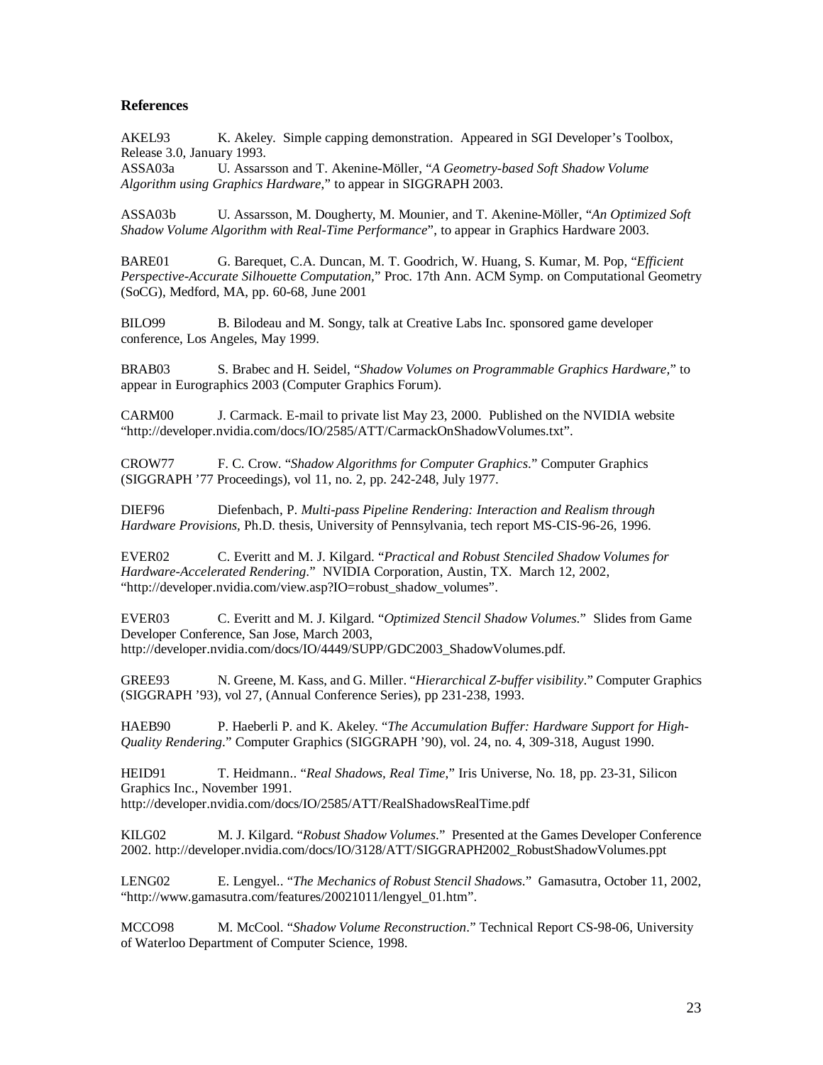**References**

AKEL93 K. Akeley. Simple capping demonstration. Appeared in SGI Developer's Toolbox, Release 3.0, January 1993.

ASSA03a U. Assarsson and T. Akenine-Möller, "*A Geometry-based Soft Shadow Volume Algorithm using Graphics Hardware*," to appear in SIGGRAPH 2003.

ASSA03b U. Assarsson, M. Dougherty, M. Mounier, and T. Akenine-Möller, "*An Optimized Soft Shadow Volume Algorithm with Real-Time Performance*", to appear in Graphics Hardware 2003.

BARE01 G. Barequet, C.A. Duncan, M. T. Goodrich, W. Huang, S. Kumar, M. Pop, "*Efficient Perspective-Accurate Silhouette Computation*," Proc. 17th Ann. ACM Symp. on Computational Geometry (SoCG), Medford, MA, pp. 60-68, June 2001

BILO99 B. Bilodeau and M. Songy, talk at Creative Labs Inc. sponsored game developer conference, Los Angeles, May 1999.

BRAB03 S. Brabec and H. Seidel, "*Shadow Volumes on Programmable Graphics Hardware*," to appear in Eurographics 2003 (Computer Graphics Forum).

CARM00 J. Carmack. E-mail to private list May 23, 2000. Published on the NVIDIA website "http://developer.nvidia.com/docs/IO/2585/ATT/CarmackOnShadowVolumes.txt".

CROW77 F. C. Crow. "*Shadow Algorithms for Computer Graphics*." Computer Graphics (SIGGRAPH '77 Proceedings), vol 11, no. 2, pp. 242-248, July 1977.

DIEF96 Diefenbach, P. *Multi-pass Pipeline Rendering: Interaction and Realism through Hardware Provisions,* Ph.D. thesis, University of Pennsylvania, tech report MS-CIS-96-26, 1996.

EVER02 C. Everitt and M. J. Kilgard. "*Practical and Robust Stenciled Shadow Volumes for Hardware-Accelerated Rendering*." NVIDIA Corporation, Austin, TX. March 12, 2002, "http://developer.nvidia.com/view.asp?IO=robust_shadow_volumes".

EVER03 C. Everitt and M. J. Kilgard. "*Optimized Stencil Shadow Volumes*." Slides from Game Developer Conference, San Jose, March 2003, http://developer.nvidia.com/docs/IO/4449/SUPP/GDC2003_ShadowVolumes.pdf.

GREE93 N. Greene, M. Kass, and G. Miller. "*Hierarchical Z-buffer visibility*." Computer Graphics (SIGGRAPH '93), vol 27, (Annual Conference Series), pp 231-238, 1993.

HAEB90 P. Haeberli P. and K. Akeley. "*The Accumulation Buffer: Hardware Support for High-Quality Rendering*." Computer Graphics (SIGGRAPH '90), vol. 24, no. 4, 309-318, August 1990.

HEID91 T. Heidmann.. "*Real Shadows, Real Time*," Iris Universe, No. 18, pp. 23-31, Silicon Graphics Inc., November 1991. http://developer.nvidia.com/docs/IO/2585/ATT/RealShadowsRealTime.pdf

KILG02 M. J. Kilgard. "*Robust Shadow Volumes*." Presented at the Games Developer Conference 2002. http://developer.nvidia.com/docs/IO/3128/ATT/SIGGRAPH2002_RobustShadowVolumes.ppt

LENG02 E. Lengyel.. "*The Mechanics of Robust Stencil Shadows*." Gamasutra, October 11, 2002, "http://www.gamasutra.com/features/20021011/lengyel_01.htm".

MCCO98 M. McCool. "*Shadow Volume Reconstruction*." Technical Report CS-98-06, University of Waterloo Department of Computer Science, 1998.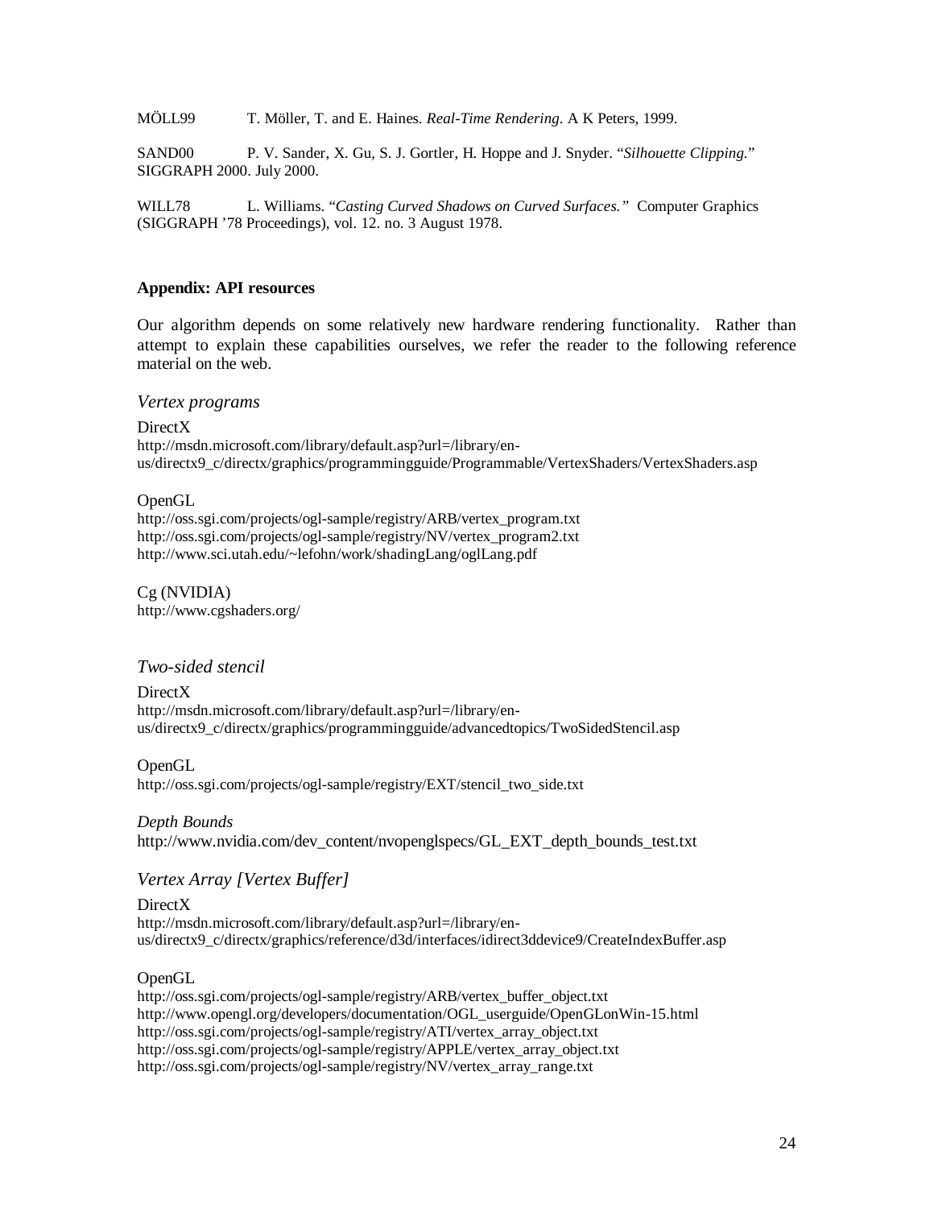MÖLL99 T. Möller, T. and E. Haines. *Real-Time Rendering*. A K Peters, 1999.

SAND00 P. V. Sander, X. Gu, S. J. Gortler, H. Hoppe and J. Snyder. "*Silhouette Clipping.*" SIGGRAPH 2000. July 2000.

WILL78 L. Williams. "*Casting Curved Shadows on Curved Surfaces.*" Computer Graphics (SIGGRAPH '78 Proceedings), vol. 12. no. 3 August 1978.

**Appendix: API resources**

Our algorithm depends on some relatively new hardware rendering functionality. Rather than attempt to explain these capabilities ourselves, we refer the reader to the following reference material on the web.

### *Vertex programs*

DirectX
http://msdn.microsoft.com/library/default.asp?url=/library/en-us/directx9_c/directx/graphics/programmingguide/Programmable/VertexShaders/VertexShaders.asp

OpenGL
http://oss.sgi.com/projects/ogl-sample/registry/ARB/vertex_program.txt
http://oss.sgi.com/projects/ogl-sample/registry/NV/vertex_program2.txt
http://www.sci.utah.edu/~lefohn/work/shadingLang/oglLang.pdf

Cg (NVIDIA)
http://www.cgshaders.org/

### *Two-sided stencil*

DirectX
http://msdn.microsoft.com/library/default.asp?url=/library/en-us/directx9_c/directx/graphics/programmingguide/advancedtopics/TwoSidedStencil.asp

OpenGL
http://oss.sgi.com/projects/ogl-sample/registry/EXT/stencil_two_side.txt

*Depth Bounds*
http://www.nvidia.com/dev_content/nvopenglspecs/GL_EXT_depth_bounds_test.txt

### *Vertex Array [Vertex Buffer]*

DirectX
http://msdn.microsoft.com/library/default.asp?url=/library/en-us/directx9_c/directx/graphics/reference/d3d/interfaces/idirect3ddevice9/CreateIndexBuffer.asp

OpenGL
http://oss.sgi.com/projects/ogl-sample/registry/ARB/vertex_buffer_object.txt
http://www.opengl.org/developers/documentation/OGL_userguide/OpenGLonWin-15.html
http://oss.sgi.com/projects/ogl-sample/registry/ATI/vertex_array_object.txt
http://oss.sgi.com/projects/ogl-sample/registry/APPLE/vertex_array_object.txt
http://oss.sgi.com/projects/ogl-sample/registry/NV/vertex_array_range.txt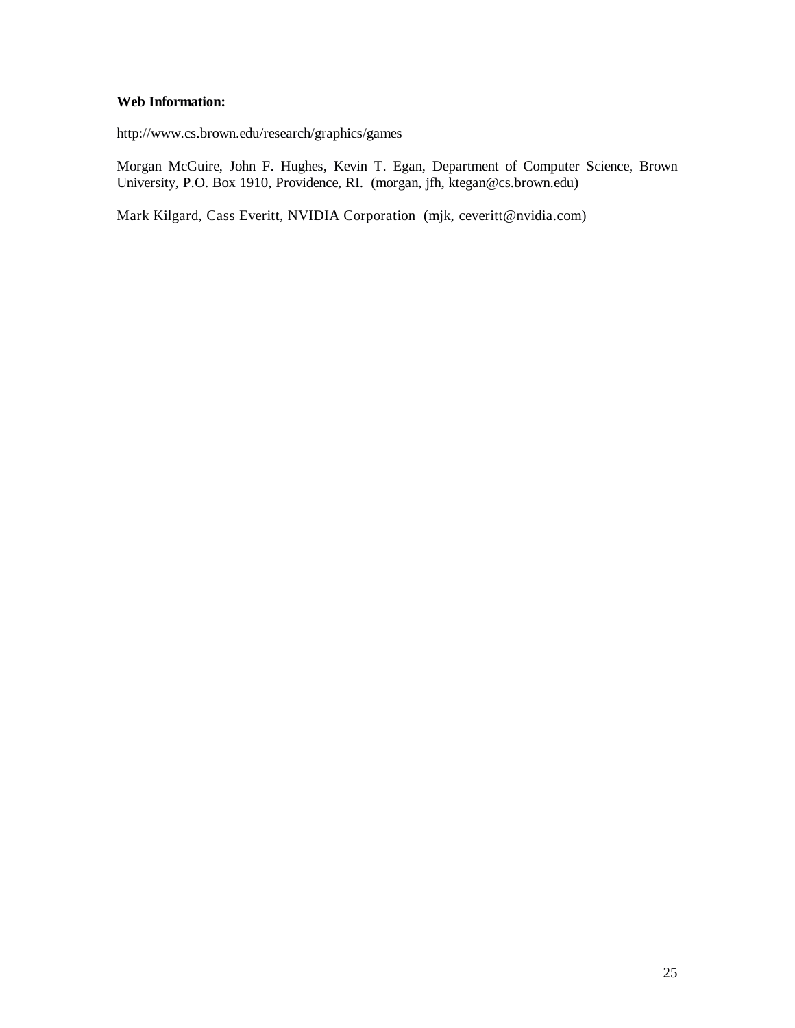**Web Information:**

http://www.cs.brown.edu/research/graphics/games

Morgan McGuire, John F. Hughes, Kevin T. Egan, Department of Computer Science, Brown University, P.O. Box 1910, Providence, RI. (morgan, jfh, ktegan@cs.brown.edu)

Mark Kilgard, Cass Everitt, NVIDIA Corporation (mjk, ceveritt@nvidia.com)